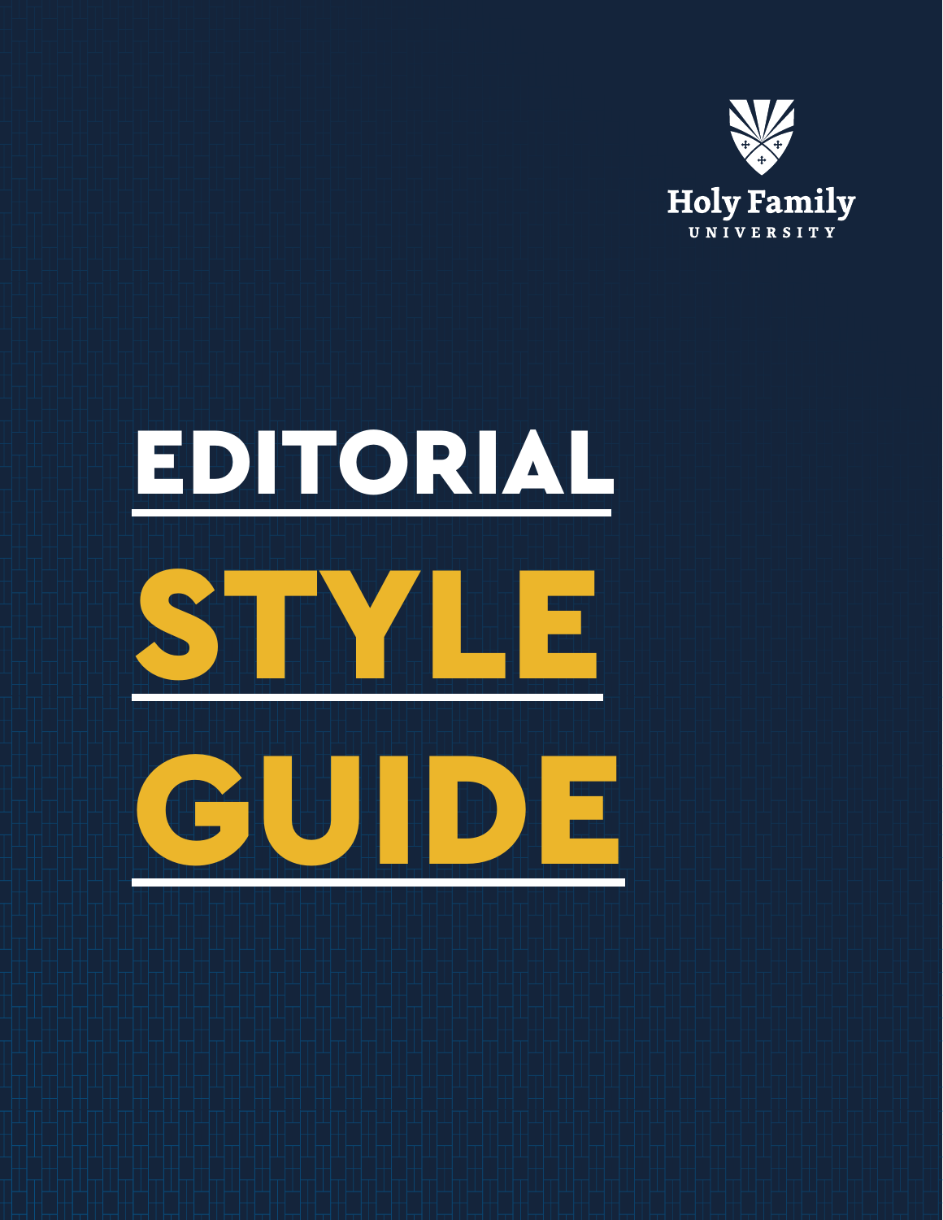Holy Family
UNIVERSITY

# EDITORIAL STYLE GUIDE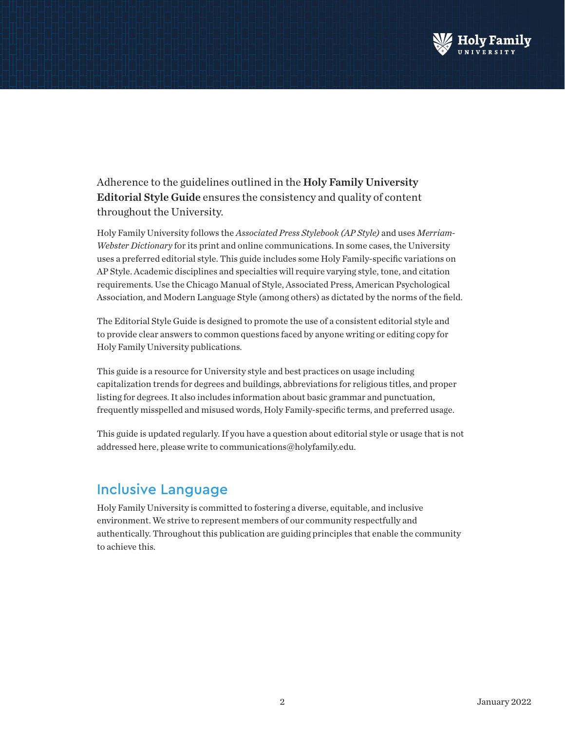Adherence to the guidelines outlined in the **Holy Family University Editorial Style Guide** ensures the consistency and quality of content throughout the University.

Holy Family University follows the *Associated Press Stylebook (AP Style)* and uses *Merriam-Webster Dictionary* for its print and online communications. In some cases, the University uses a preferred editorial style. This guide includes some Holy Family-specific variations on AP Style. Academic disciplines and specialties will require varying style, tone, and citation requirements. Use the Chicago Manual of Style, Associated Press, American Psychological Association, and Modern Language Style (among others) as dictated by the norms of the field.

The Editorial Style Guide is designed to promote the use of a consistent editorial style and to provide clear answers to common questions faced by anyone writing or editing copy for Holy Family University publications.

This guide is a resource for University style and best practices on usage including capitalization trends for degrees and buildings, abbreviations for religious titles, and proper listing for degrees. It also includes information about basic grammar and punctuation, frequently misspelled and misused words, Holy Family-specific terms, and preferred usage.

This guide is updated regularly. If you have a question about editorial style or usage that is not addressed here, please write to communications@holyfamily.edu.

## Inclusive Language

Holy Family University is committed to fostering a diverse, equitable, and inclusive environment. We strive to represent members of our community respectfully and authentically. Throughout this publication are guiding principles that enable the community to achieve this.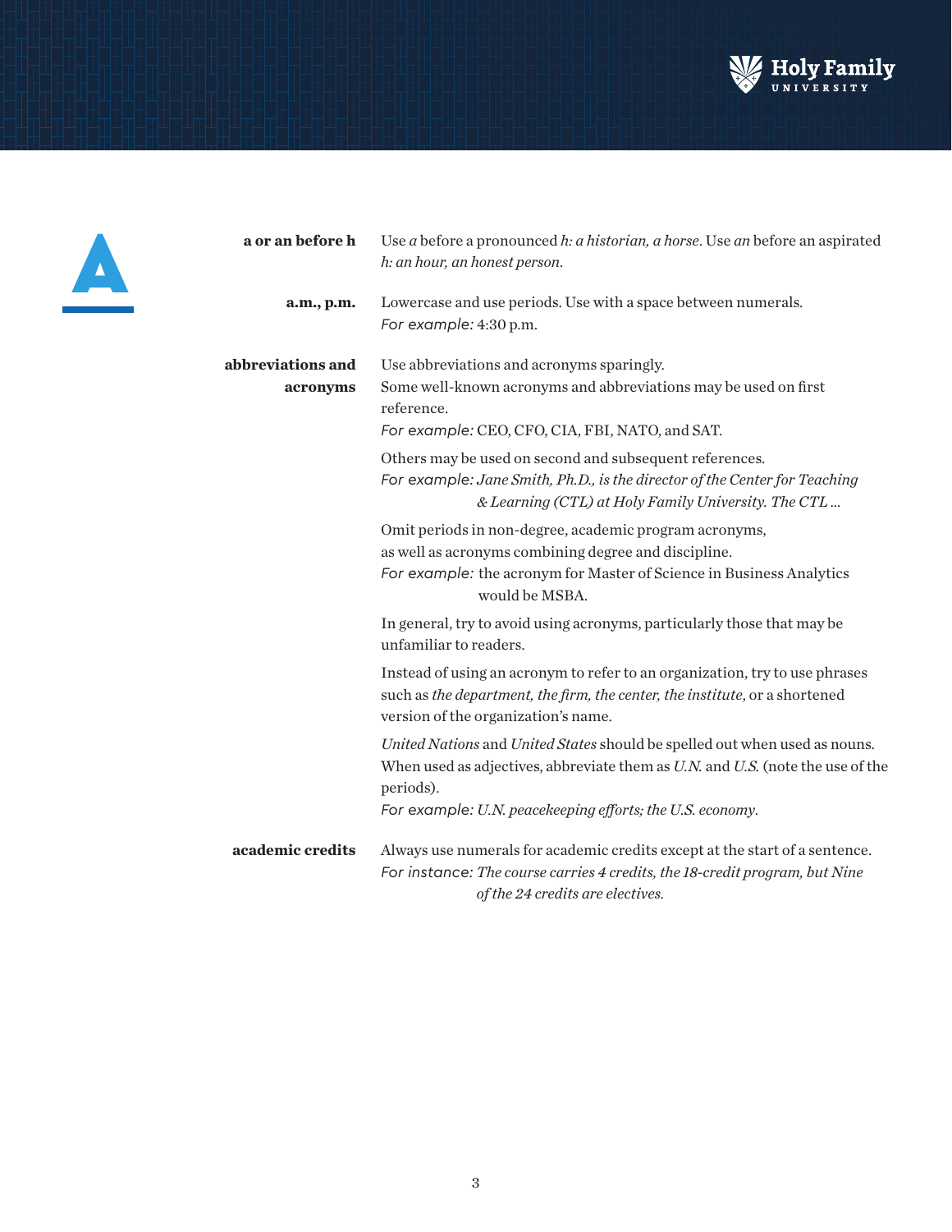# A

**a or an before h**

Use *a* before a pronounced *h: a historian, a horse*. Use *an* before an aspirated *h: an hour, an honest person*.

**a.m., p.m.**

Lowercase and use periods. Use with a space between numerals.
*For example:* 4:30 p.m.

**abbreviations and acronyms**

Use abbreviations and acronyms sparingly.
Some well-known acronyms and abbreviations may be used on first reference.
*For example:* CEO, CFO, CIA, FBI, NATO, and SAT.

Others may be used on second and subsequent references.
*For example: Jane Smith, Ph.D., is the director of the Center for Teaching & Learning (CTL) at Holy Family University. The CTL ...*

Omit periods in non-degree, academic program acronyms, as well as acronyms combining degree and discipline.
*For example:* the acronym for Master of Science in Business Analytics would be MSBA.

In general, try to avoid using acronyms, particularly those that may be unfamiliar to readers.

Instead of using an acronym to refer to an organization, try to use phrases such as *the department, the firm, the center, the institute*, or a shortened version of the organization's name.

*United Nations* and *United States* should be spelled out when used as nouns. When used as adjectives, abbreviate them as *U.N.* and *U.S.* (note the use of the periods).
*For example: U.N. peacekeeping efforts; the U.S. economy.*

**academic credits**

Always use numerals for academic credits except at the start of a sentence.
*For instance: The course carries 4 credits, the 18-credit program, but Nine of the 24 credits are electives.*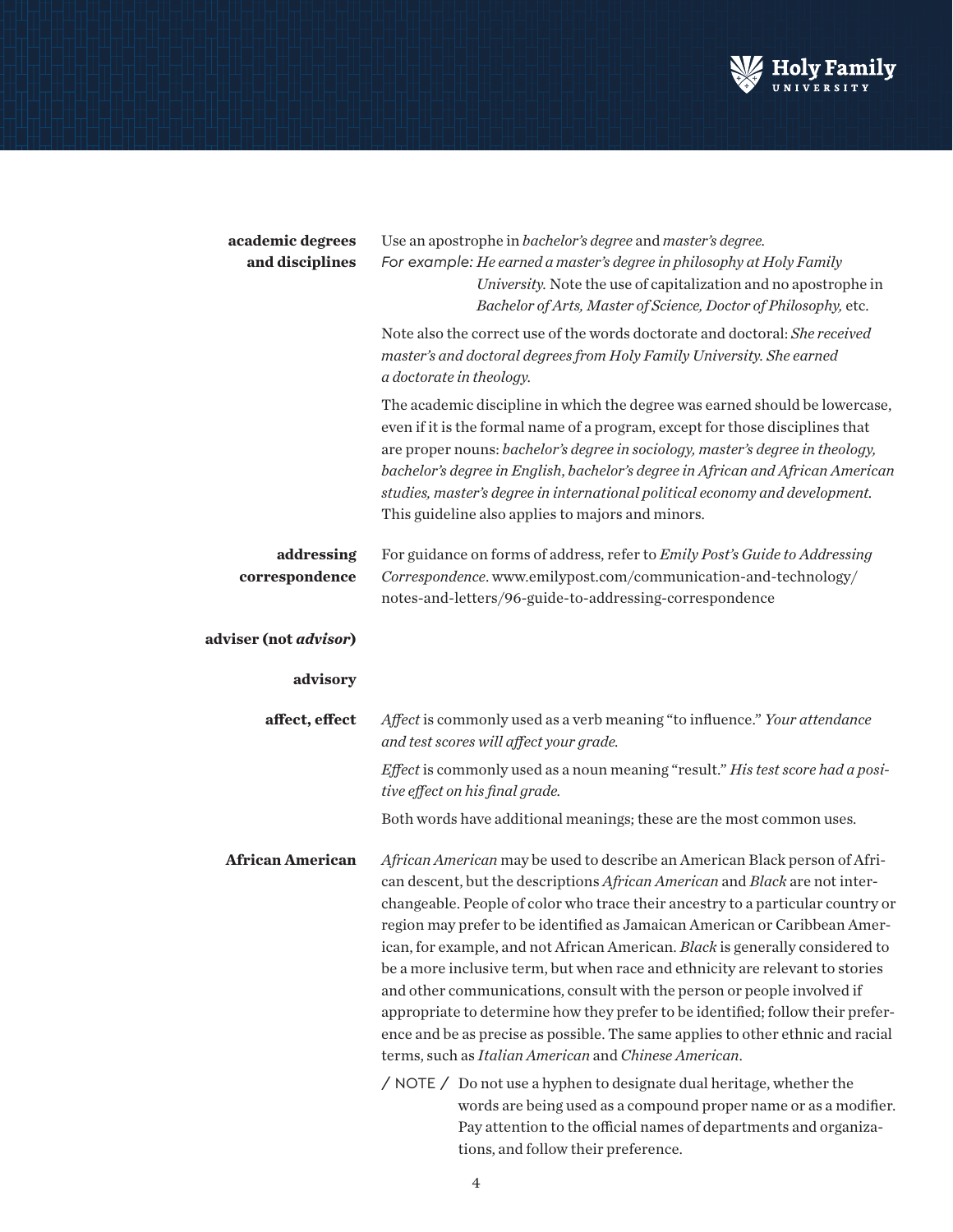**academic degrees and disciplines**

Use an apostrophe in *bachelor's degree* and *master's degree.*

For example: *He earned a master's degree in philosophy at Holy Family University.* Note the use of capitalization and no apostrophe in *Bachelor of Arts, Master of Science, Doctor of Philosophy,* etc.

Note also the correct use of the words doctorate and doctoral: *She received master's and doctoral degrees from Holy Family University. She earned a doctorate in theology.*

The academic discipline in which the degree was earned should be lowercase, even if it is the formal name of a program, except for those disciplines that are proper nouns: *bachelor's degree in sociology, master's degree in theology, bachelor's degree in English, bachelor's degree in African and African American studies, master's degree in international political economy and development.* This guideline also applies to majors and minors.

**addressing correspondence**

For guidance on forms of address, refer to *Emily Post's Guide to Addressing Correspondence*. www.emilypost.com/communication-and-technology/notes-and-letters/96-guide-to-addressing-correspondence

**adviser (not *advisor*)**

**advisory**

**affect, effect**

*Affect* is commonly used as a verb meaning "to influence." *Your attendance and test scores will affect your grade.*

*Effect* is commonly used as a noun meaning "result." *His test score had a positive effect on his final grade.*

Both words have additional meanings; these are the most common uses.

**African American**

*African American* may be used to describe an American Black person of African descent, but the descriptions *African American* and *Black* are not interchangeable. People of color who trace their ancestry to a particular country or region may prefer to be identified as Jamaican American or Caribbean American, for example, and not African American. *Black* is generally considered to be a more inclusive term, but when race and ethnicity are relevant to stories and other communications, consult with the person or people involved if appropriate to determine how they prefer to be identified; follow their preference and be as precise as possible. The same applies to other ethnic and racial terms, such as *Italian American* and *Chinese American*.

/ NOTE / Do not use a hyphen to designate dual heritage, whether the words are being used as a compound proper name or as a modifier. Pay attention to the official names of departments and organizations, and follow their preference.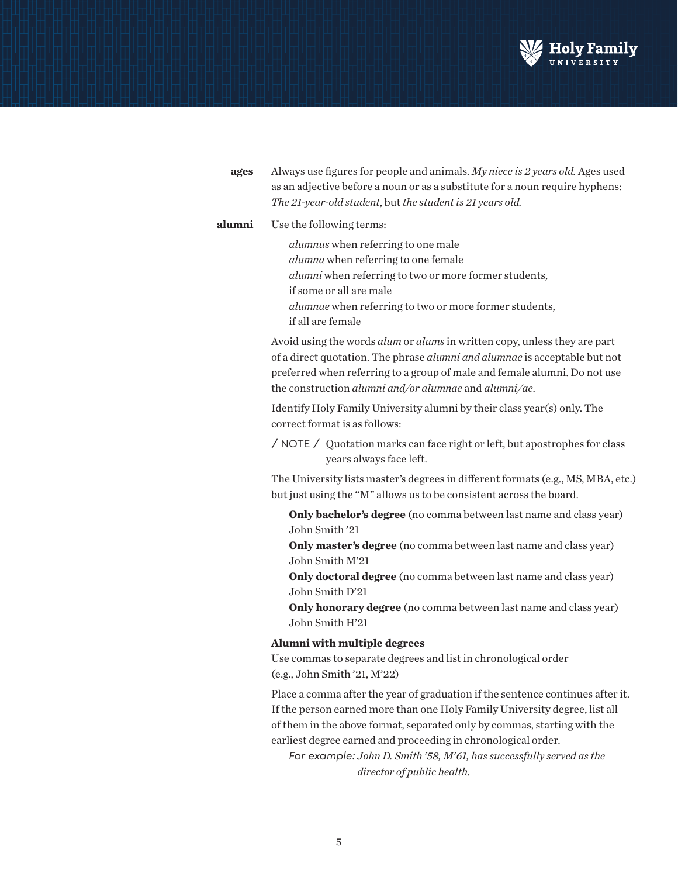**ages** Always use figures for people and animals. *My niece is 2 years old.* Ages used as an adjective before a noun or as a substitute for a noun require hyphens: *The 21-year-old student*, but *the student is 21 years old.*

**alumni** Use the following terms:

*alumnus* when referring to one male
*alumna* when referring to one female
*alumni* when referring to two or more former students, if some or all are male
*alumnae* when referring to two or more former students, if all are female

Avoid using the words *alum* or *alums* in written copy, unless they are part of a direct quotation. The phrase *alumni and alumnae* is acceptable but not preferred when referring to a group of male and female alumni. Do not use the construction *alumni and/or alumnae* and *alumni/ae*.

Identify Holy Family University alumni by their class year(s) only. The correct format is as follows:

/ NOTE / Quotation marks can face right or left, but apostrophes for class years always face left.

The University lists master's degrees in different formats (e.g., MS, MBA, etc.) but just using the "M" allows us to be consistent across the board.

**Only bachelor's degree** (no comma between last name and class year)
John Smith '21
**Only master's degree** (no comma between last name and class year)
John Smith M'21
**Only doctoral degree** (no comma between last name and class year)
John Smith D'21
**Only honorary degree** (no comma between last name and class year)
John Smith H'21

**Alumni with multiple degrees**
Use commas to separate degrees and list in chronological order (e.g., John Smith '21, M'22)

Place a comma after the year of graduation if the sentence continues after it. If the person earned more than one Holy Family University degree, list all of them in the above format, separated only by commas, starting with the earliest degree earned and proceeding in chronological order.

*For example: John D. Smith '58, M'61, has successfully served as the director of public health.*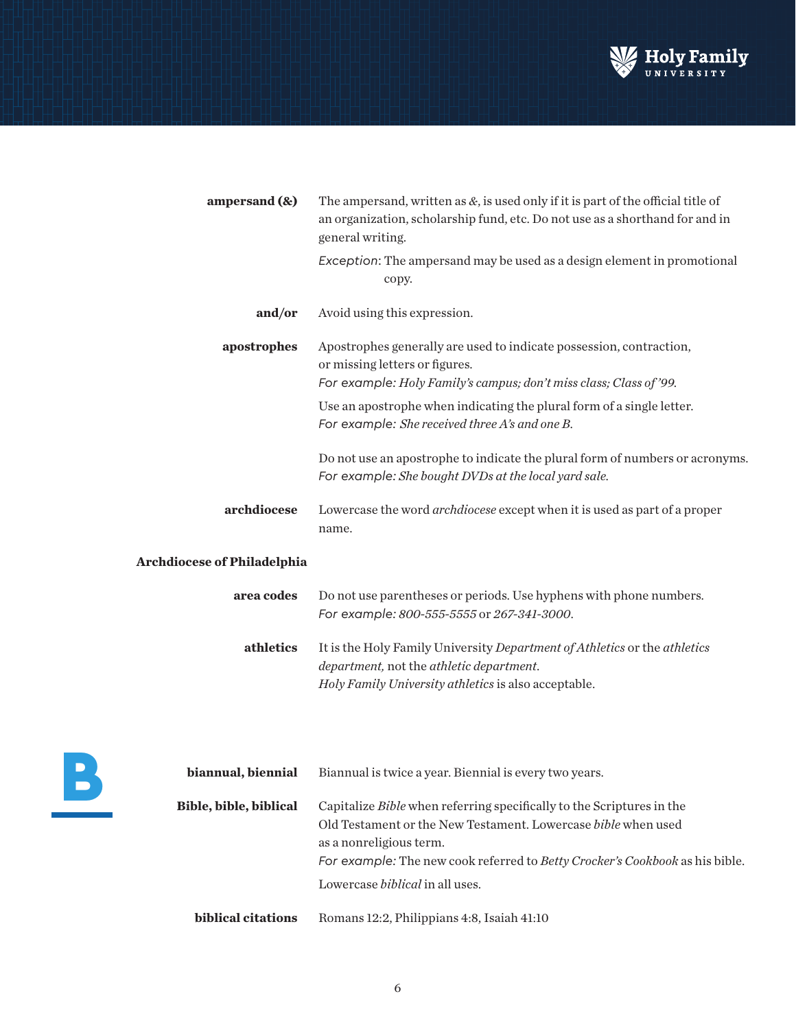**ampersand (&)** The ampersand, written as *&*, is used only if it is part of the official title of an organization, scholarship fund, etc. Do not use as a shorthand for and in general writing.

*Exception*: The ampersand may be used as a design element in promotional copy.

**and/or** Avoid using this expression.

**apostrophes** Apostrophes generally are used to indicate possession, contraction, or missing letters or figures.
*For example: Holy Family's campus; don't miss class; Class of '99.*

Use an apostrophe when indicating the plural form of a single letter.
*For example: She received three A's and one B.*

Do not use an apostrophe to indicate the plural form of numbers or acronyms.
*For example: She bought DVDs at the local yard sale.*

**archdiocese** Lowercase the word *archdiocese* except when it is used as part of a proper name.

**Archdiocese of Philadelphia**

**area codes** Do not use parentheses or periods. Use hyphens with phone numbers.
*For example: 800-555-5555* or *267-341-3000*.

**athletics** It is the Holy Family University *Department of Athletics* or the *athletics department,* not the *athletic department*.
*Holy Family University athletics* is also acceptable.

# B

**biannual, biennial** Biannual is twice a year. Biennial is every two years.

**Bible, bible, biblical** Capitalize *Bible* when referring specifically to the Scriptures in the Old Testament or the New Testament. Lowercase *bible* when used as a nonreligious term.
*For example:* The new cook referred to *Betty Crocker's Cookbook* as his bible.

Lowercase *biblical* in all uses.

**biblical citations** Romans 12:2, Philippians 4:8, Isaiah 41:10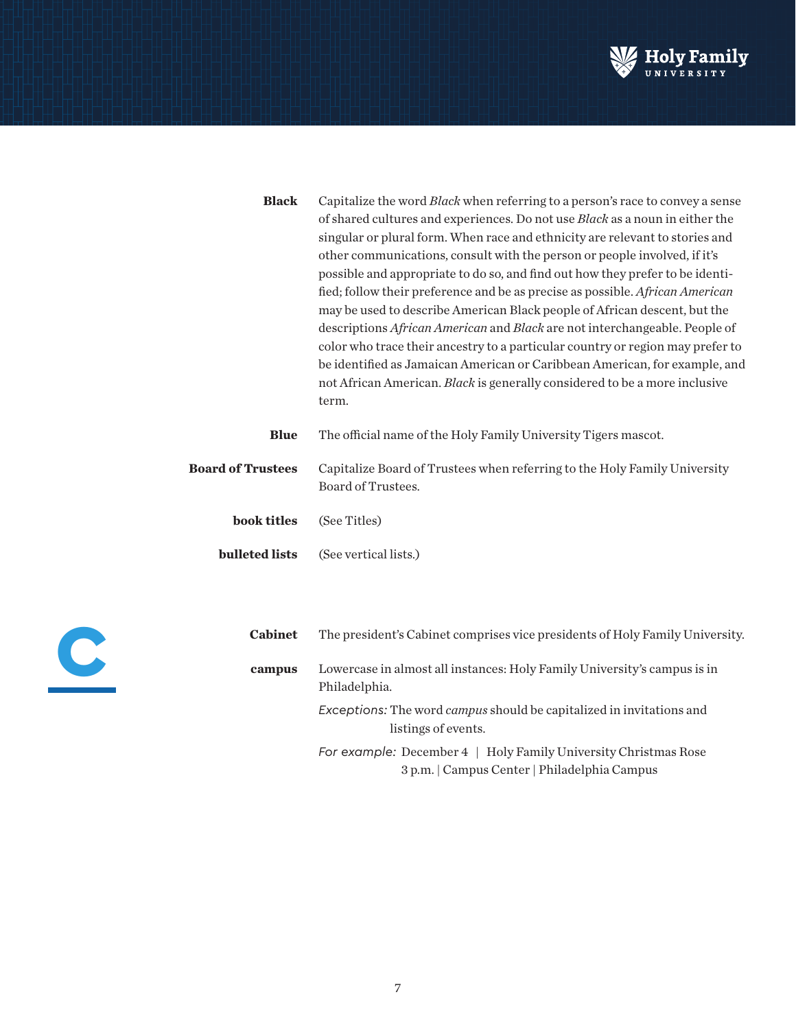**Black** Capitalize the word *Black* when referring to a person's race to convey a sense of shared cultures and experiences. Do not use *Black* as a noun in either the singular or plural form. When race and ethnicity are relevant to stories and other communications, consult with the person or people involved, if it's possible and appropriate to do so, and find out how they prefer to be identified; follow their preference and be as precise as possible. *African American* may be used to describe American Black people of African descent, but the descriptions *African American* and *Black* are not interchangeable. People of color who trace their ancestry to a particular country or region may prefer to be identified as Jamaican American or Caribbean American, for example, and not African American. *Black* is generally considered to be a more inclusive term.

**Blue** The official name of the Holy Family University Tigers mascot.

**Board of Trustees** Capitalize Board of Trustees when referring to the Holy Family University Board of Trustees.

**book titles** (See Titles)

**bulleted lists** (See vertical lists.)

# C

**Cabinet** The president's Cabinet comprises vice presidents of Holy Family University.

**campus** Lowercase in almost all instances: Holy Family University's campus is in Philadelphia.

*Exceptions:* The word *campus* should be capitalized in invitations and listings of events.

*For example:* December 4 | Holy Family University Christmas Rose
3 p.m. | Campus Center | Philadelphia Campus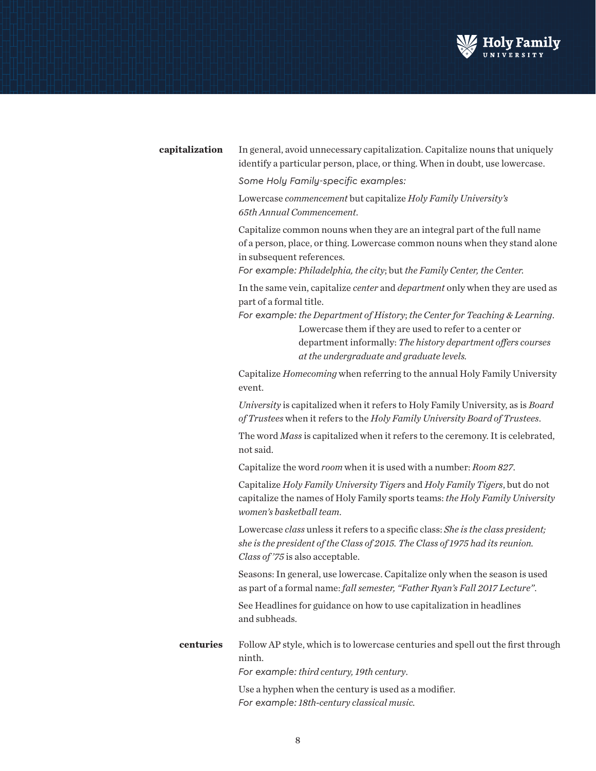**capitalization**

In general, avoid unnecessary capitalization. Capitalize nouns that uniquely identify a particular person, place, or thing. When in doubt, use lowercase.

*Some Holy Family-specific examples:*

Lowercase *commencement* but capitalize *Holy Family University's 65th Annual Commencement*.

Capitalize common nouns when they are an integral part of the full name of a person, place, or thing. Lowercase common nouns when they stand alone in subsequent references.
*For example: Philadelphia, the city*; but *the Family Center, the Center.*

In the same vein, capitalize *center* and *department* only when they are used as part of a formal title.
*For example: the Department of History*; *the Center for Teaching & Learning*.
Lowercase them if they are used to refer to a center or department informally: *The history department offers courses at the undergraduate and graduate levels.*

Capitalize *Homecoming* when referring to the annual Holy Family University event.

*University* is capitalized when it refers to Holy Family University, as is *Board of Trustees* when it refers to the *Holy Family University Board of Trustees*.

The word *Mass* is capitalized when it refers to the ceremony. It is celebrated, not said.

Capitalize the word *room* when it is used with a number: *Room 827*.

Capitalize *Holy Family University Tigers* and *Holy Family Tigers*, but do not capitalize the names of Holy Family sports teams: *the Holy Family University women's basketball team*.

Lowercase *class* unless it refers to a specific class: *She is the class president; she is the president of the Class of 2015. The Class of 1975 had its reunion. Class of '75* is also acceptable.

Seasons: In general, use lowercase. Capitalize only when the season is used as part of a formal name: *fall semester, "Father Ryan's Fall 2017 Lecture"*.

See Headlines for guidance on how to use capitalization in headlines and subheads.

**centuries**

Follow AP style, which is to lowercase centuries and spell out the first through ninth.
*For example: third century, 19th century*.

Use a hyphen when the century is used as a modifier.
*For example: 18th-century classical music.*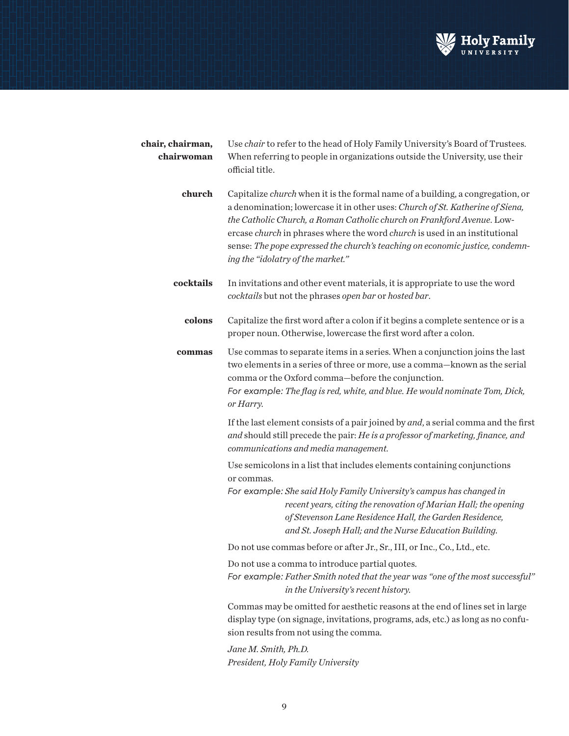**chair, chairman, chairwoman**

Use *chair* to refer to the head of Holy Family University's Board of Trustees. When referring to people in organizations outside the University, use their official title.

**church**

Capitalize *church* when it is the formal name of a building, a congregation, or a denomination; lowercase it in other uses: *Church of St. Katherine of Siena, the Catholic Church, a Roman Catholic church on Frankford Avenue*. Lowercase *church* in phrases where the word *church* is used in an institutional sense: *The pope expressed the church's teaching on economic justice, condemning the "idolatry of the market."*

**cocktails**

In invitations and other event materials, it is appropriate to use the word *cocktails* but not the phrases *open bar* or *hosted bar*.

**colons**

Capitalize the first word after a colon if it begins a complete sentence or is a proper noun. Otherwise, lowercase the first word after a colon.

**commas**

Use commas to separate items in a series. When a conjunction joins the last two elements in a series of three or more, use a comma—known as the serial comma or the Oxford comma—before the conjunction.
For example: *The flag is red, white, and blue. He would nominate Tom, Dick, or Harry.*

If the last element consists of a pair joined by *and*, a serial comma and the first *and* should still precede the pair: *He is a professor of marketing, finance, and communications and media management.*

Use semicolons in a list that includes elements containing conjunctions or commas.
For example: *She said Holy Family University's campus has changed in recent years, citing the renovation of Marian Hall; the opening of Stevenson Lane Residence Hall, the Garden Residence, and St. Joseph Hall; and the Nurse Education Building.*

Do not use commas before or after Jr., Sr., III, or Inc., Co., Ltd., etc.

Do not use a comma to introduce partial quotes.
For example: *Father Smith noted that the year was "one of the most successful" in the University's recent history.*

Commas may be omitted for aesthetic reasons at the end of lines set in large display type (on signage, invitations, programs, ads, etc.) as long as no confusion results from not using the comma.

*Jane M. Smith, Ph.D.*
*President, Holy Family University*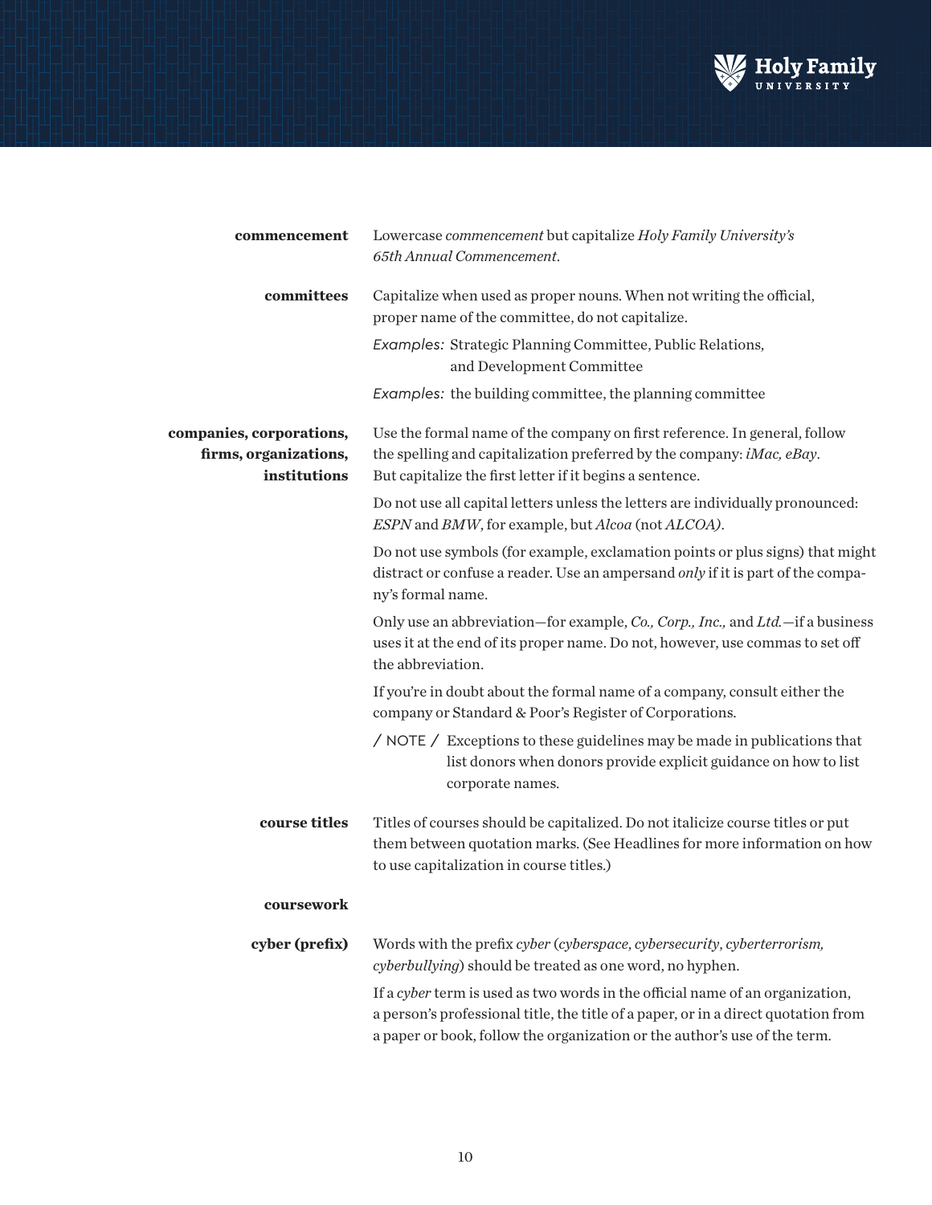**commencement**

Lowercase *commencement* but capitalize *Holy Family University's 65th Annual Commencement*.

**committees**

Capitalize when used as proper nouns. When not writing the official, proper name of the committee, do not capitalize.

*Examples:* Strategic Planning Committee, Public Relations, and Development Committee

*Examples:* the building committee, the planning committee

**companies, corporations, firms, organizations, institutions**

Use the formal name of the company on first reference. In general, follow the spelling and capitalization preferred by the company: *iMac, eBay*. But capitalize the first letter if it begins a sentence.

Do not use all capital letters unless the letters are individually pronounced: *ESPN* and *BMW*, for example, but *Alcoa* (not *ALCOA)*.

Do not use symbols (for example, exclamation points or plus signs) that might distract or confuse a reader. Use an ampersand *only* if it is part of the company's formal name.

Only use an abbreviation—for example, *Co., Corp., Inc.,* and *Ltd.*—if a business uses it at the end of its proper name. Do not, however, use commas to set off the abbreviation.

If you're in doubt about the formal name of a company, consult either the company or Standard & Poor's Register of Corporations.

/ NOTE / Exceptions to these guidelines may be made in publications that list donors when donors provide explicit guidance on how to list corporate names.

**course titles**

Titles of courses should be capitalized. Do not italicize course titles or put them between quotation marks. (See Headlines for more information on how to use capitalization in course titles.)

**coursework**

**cyber (prefix)**

Words with the prefix *cyber* (*cyberspace, cybersecurity, cyberterrorism, cyberbullying*) should be treated as one word, no hyphen.

If a *cyber* term is used as two words in the official name of an organization, a person's professional title, the title of a paper, or in a direct quotation from a paper or book, follow the organization or the author's use of the term.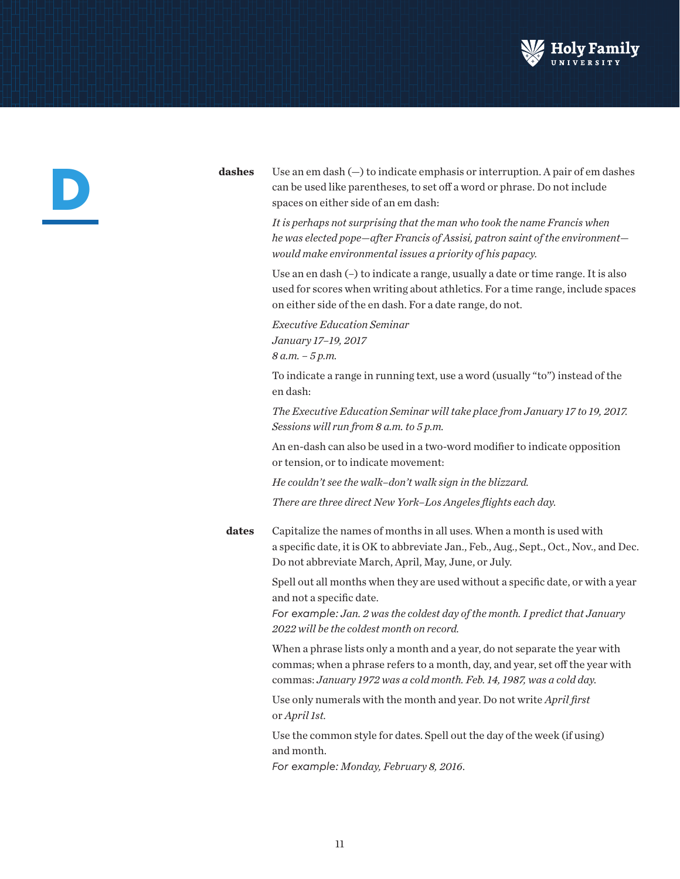# D

**dashes** Use an em dash (—) to indicate emphasis or interruption. A pair of em dashes can be used like parentheses, to set off a word or phrase. Do not include spaces on either side of an em dash:

*It is perhaps not surprising that the man who took the name Francis when he was elected pope—after Francis of Assisi, patron saint of the environment—would make environmental issues a priority of his papacy.*

Use an en dash (–) to indicate a range, usually a date or time range. It is also used for scores when writing about athletics. For a time range, include spaces on either side of the en dash. For a date range, do not.

*Executive Education Seminar*
*January 17–19, 2017*
*8 a.m. – 5 p.m.*

To indicate a range in running text, use a word (usually "to") instead of the en dash:

*The Executive Education Seminar will take place from January 17 to 19, 2017. Sessions will run from 8 a.m. to 5 p.m.*

An en-dash can also be used in a two-word modifier to indicate opposition or tension, or to indicate movement:

*He couldn't see the walk–don't walk sign in the blizzard.*

*There are three direct New York–Los Angeles flights each day.*

**dates** Capitalize the names of months in all uses. When a month is used with a specific date, it is OK to abbreviate Jan., Feb., Aug., Sept., Oct., Nov., and Dec. Do not abbreviate March, April, May, June, or July.

Spell out all months when they are used without a specific date, or with a year and not a specific date.
*For example: Jan. 2 was the coldest day of the month. I predict that January 2022 will be the coldest month on record.*

When a phrase lists only a month and a year, do not separate the year with commas; when a phrase refers to a month, day, and year, set off the year with commas: *January 1972 was a cold month. Feb. 14, 1987, was a cold day.*

Use only numerals with the month and year. Do not write *April first* or *April 1st.*

Use the common style for dates. Spell out the day of the week (if using) and month.
*For example: Monday, February 8, 2016.*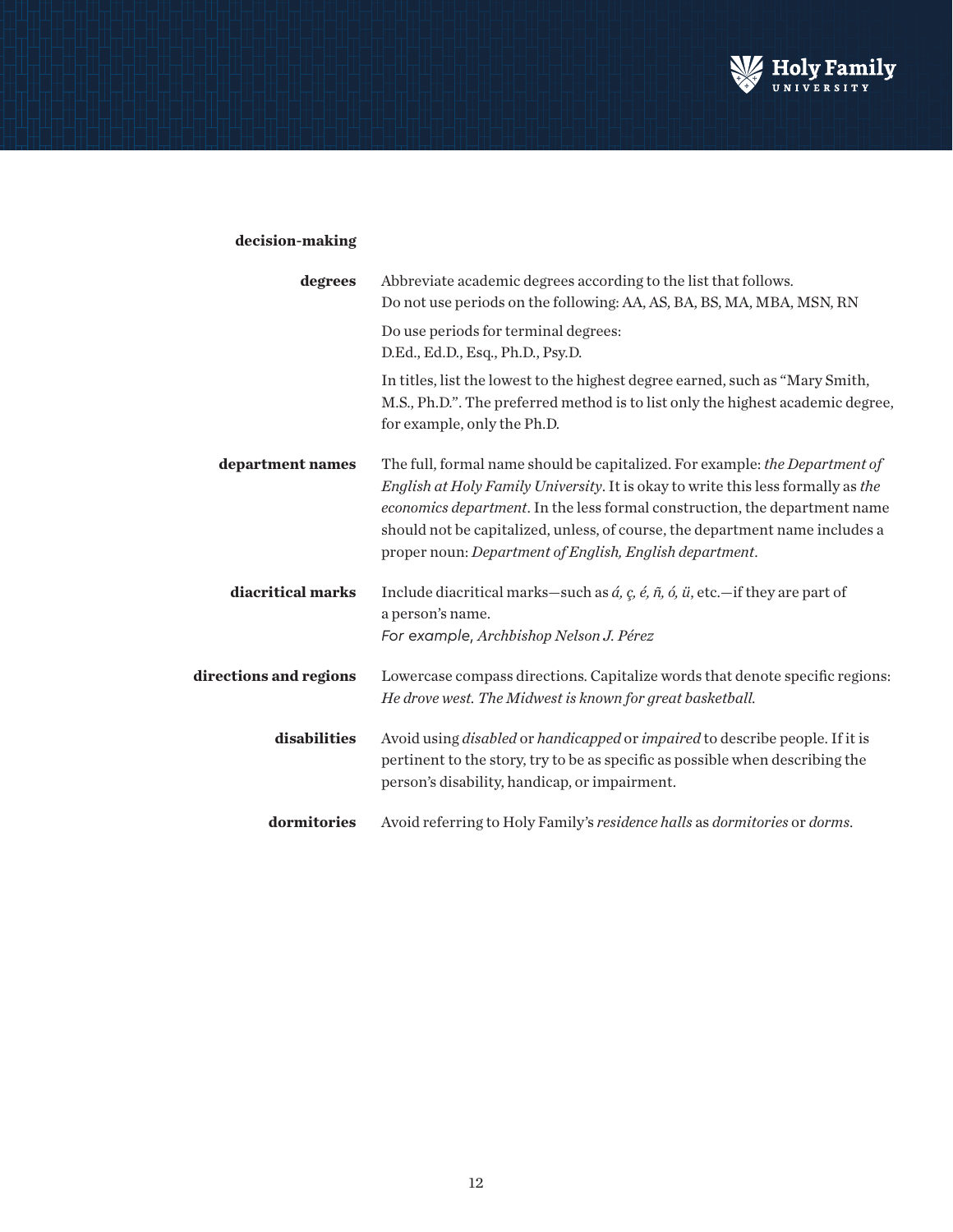**decision-making**

**degrees**

Abbreviate academic degrees according to the list that follows.
Do not use periods on the following: AA, AS, BA, BS, MA, MBA, MSN, RN

Do use periods for terminal degrees:
D.Ed., Ed.D., Esq., Ph.D., Psy.D.

In titles, list the lowest to the highest degree earned, such as "Mary Smith, M.S., Ph.D.". The preferred method is to list only the highest academic degree, for example, only the Ph.D.

**department names**

The full, formal name should be capitalized. For example: *the Department of English at Holy Family University*. It is okay to write this less formally as *the economics department*. In the less formal construction, the department name should not be capitalized, unless, of course, the department name includes a proper noun: *Department of English, English department*.

**diacritical marks**

Include diacritical marks—such as *á, ç, é, ñ, ó, ü*, etc.—if they are part of a person's name.
*For example, Archbishop Nelson J. Pérez*

**directions and regions**

Lowercase compass directions. Capitalize words that denote specific regions: *He drove west. The Midwest is known for great basketball.*

**disabilities**

Avoid using *disabled* or *handicapped* or *impaired* to describe people. If it is pertinent to the story, try to be as specific as possible when describing the person's disability, handicap, or impairment.

**dormitories**

Avoid referring to Holy Family's *residence halls* as *dormitories* or *dorms*.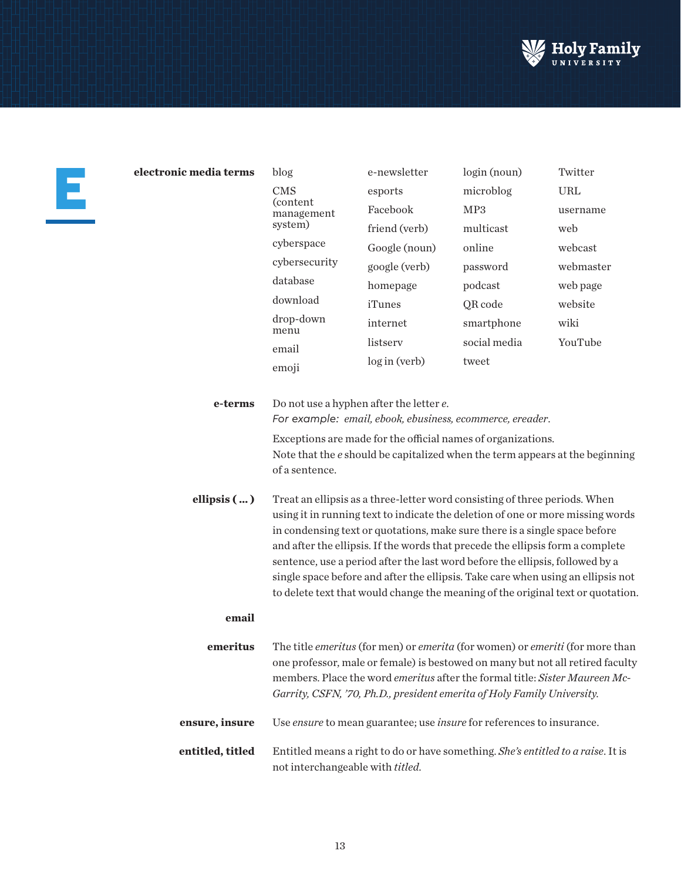# E

**electronic media terms**

| | | | |
|---|---|---|---|
| blog | e-newsletter | login (noun) | Twitter |
| CMS (content management system) | esports | microblog | URL |
| cyberspace | Facebook | MP3 | username |
| cybersecurity | friend (verb) | multicast | web |
| database | Google (noun) | online | webcast |
| download | google (verb) | password | webmaster |
| drop-down menu | homepage | podcast | web page |
| email | iTunes | QR code | website |
| emoji | internet | smartphone | wiki |
| | listserv | social media | YouTube |
| | log in (verb) | tweet | |

**e-terms**

Do not use a hyphen after the letter *e*.
*For example: email, ebook, ebusiness, ecommerce, ereader*.

Exceptions are made for the official names of organizations.
Note that the *e* should be capitalized when the term appears at the beginning of a sentence.

**ellipsis ( ... )**

Treat an ellipsis as a three-letter word consisting of three periods. When using it in running text to indicate the deletion of one or more missing words in condensing text or quotations, make sure there is a single space before and after the ellipsis. If the words that precede the ellipsis form a complete sentence, use a period after the last word before the ellipsis, followed by a single space before and after the ellipsis. Take care when using an ellipsis not to delete text that would change the meaning of the original text or quotation.

**email**

**emeritus**

The title *emeritus* (for men) or *emerita* (for women) or *emeriti* (for more than one professor, male or female) is bestowed on many but not all retired faculty members. Place the word *emeritus* after the formal title: *Sister Maureen McGarrity, CSFN, '70, Ph.D., president emerita of Holy Family University.*

**ensure, insure**

Use *ensure* to mean guarantee; use *insure* for references to insurance.

**entitled, titled**

Entitled means a right to do or have something. *She's entitled to a raise*. It is not interchangeable with *titled*.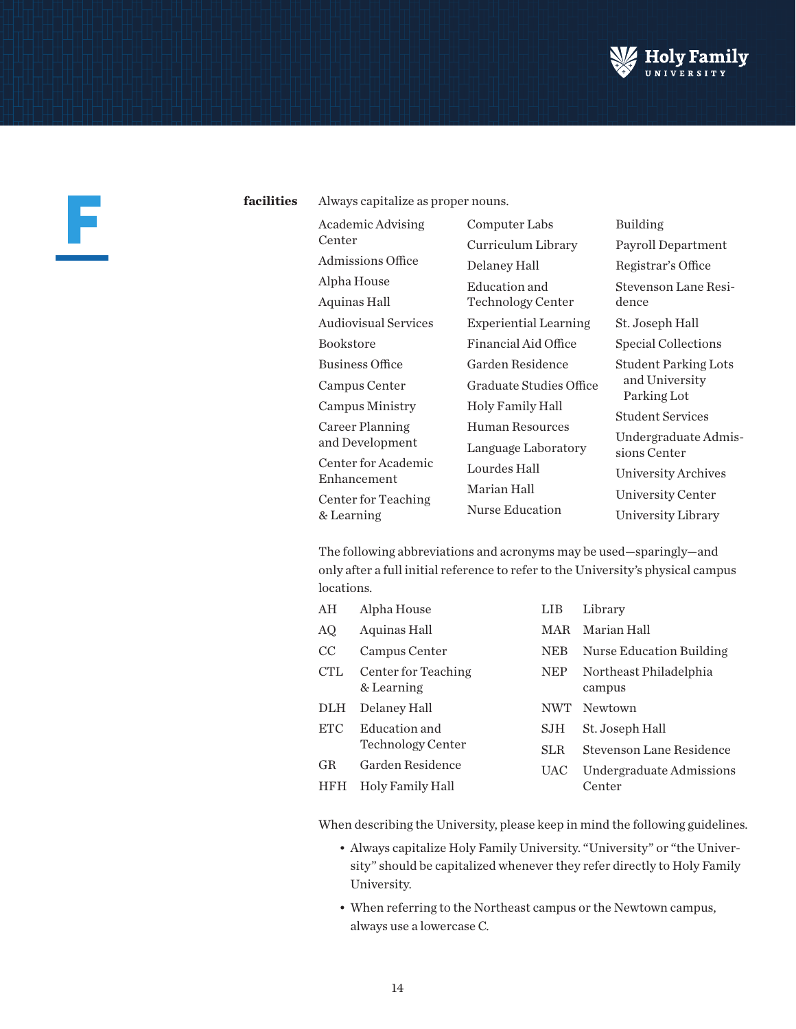# F

**facilities** Always capitalize as proper nouns.

- Academic Advising Center
- Admissions Office
- Alpha House
- Aquinas Hall
- Audiovisual Services
- Bookstore
- Business Office
- Campus Center
- Campus Ministry
- Career Planning and Development
- Center for Academic Enhancement
- Center for Teaching & Learning
- Computer Labs
- Curriculum Library
- Delaney Hall
- Education and Technology Center
- Experiential Learning
- Financial Aid Office
- Garden Residence
- Graduate Studies Office
- Holy Family Hall
- Human Resources
- Language Laboratory
- Lourdes Hall
- Marian Hall
- Nurse Education Building
- Payroll Department
- Registrar's Office
- Stevenson Lane Residence
- St. Joseph Hall
- Special Collections
- Student Parking Lots and University Parking Lot
- Student Services
- Undergraduate Admissions Center
- University Archives
- University Center
- University Library

The following abbreviations and acronyms may be used—sparingly—and only after a full initial reference to refer to the University's physical campus locations.

| | |
|---|---|
| AH | Alpha House |
| AQ | Aquinas Hall |
| CC | Campus Center |
| CTL | Center for Teaching & Learning |
| DLH | Delaney Hall |
| ETC | Education and Technology Center |
| GR | Garden Residence |
| HFH | Holy Family Hall |
| LIB | Library |
| MAR | Marian Hall |
| NEB | Nurse Education Building |
| NEP | Northeast Philadelphia campus |
| NWT | Newtown |
| SJH | St. Joseph Hall |
| SLR | Stevenson Lane Residence |
| UAC | Undergraduate Admissions Center |

When describing the University, please keep in mind the following guidelines.

- Always capitalize Holy Family University. "University" or "the University" should be capitalized whenever they refer directly to Holy Family University.
- When referring to the Northeast campus or the Newtown campus, always use a lowercase C.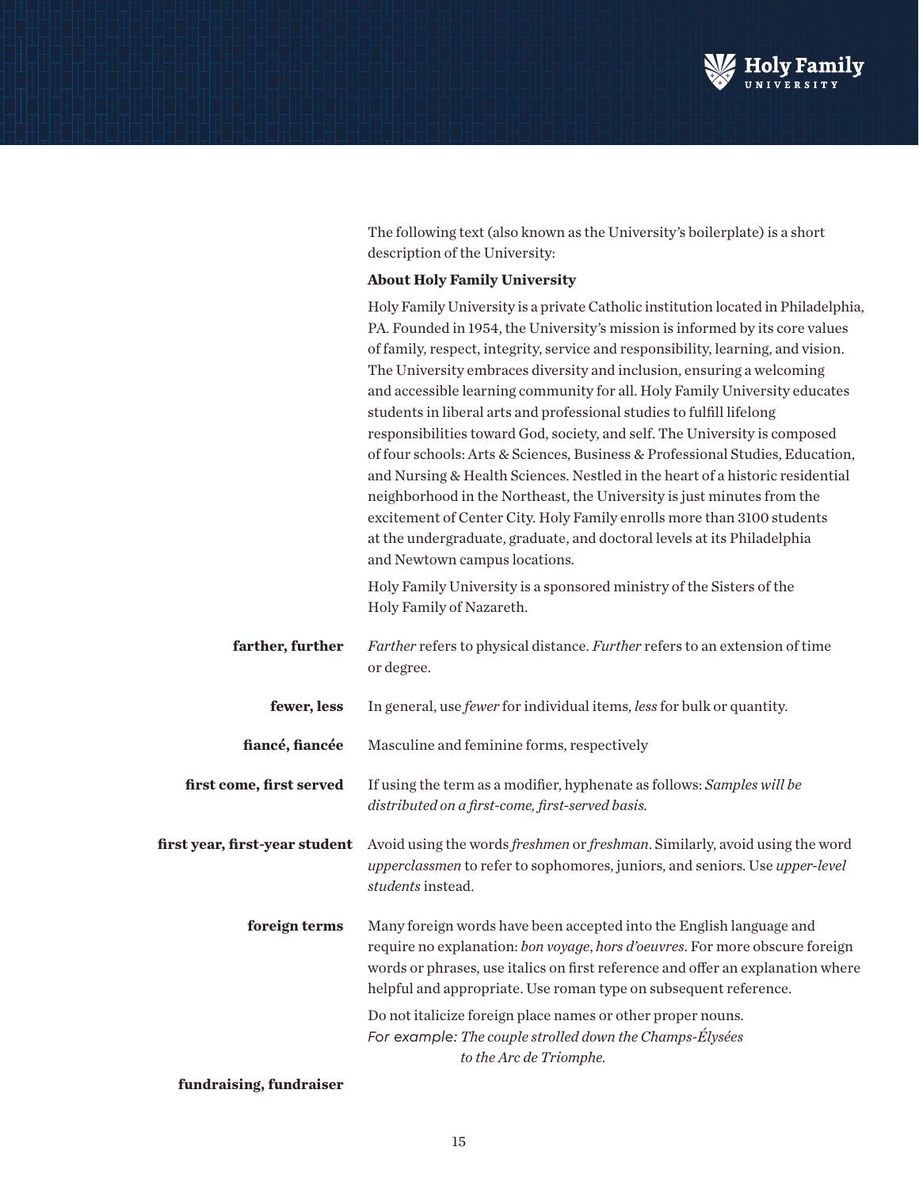The following text (also known as the University's boilerplate) is a short description of the University:

**About Holy Family University**

Holy Family University is a private Catholic institution located in Philadelphia, PA. Founded in 1954, the University's mission is informed by its core values of family, respect, integrity, service and responsibility, learning, and vision. The University embraces diversity and inclusion, ensuring a welcoming and accessible learning community for all. Holy Family University educates students in liberal arts and professional studies to fulfill lifelong responsibilities toward God, society, and self. The University is composed of four schools: Arts & Sciences, Business & Professional Studies, Education, and Nursing & Health Sciences. Nestled in the heart of a historic residential neighborhood in the Northeast, the University is just minutes from the excitement of Center City. Holy Family enrolls more than 3100 students at the undergraduate, graduate, and doctoral levels at its Philadelphia and Newtown campus locations.

Holy Family University is a sponsored ministry of the Sisters of the Holy Family of Nazareth.

**farther, further** — *Farther* refers to physical distance. *Further* refers to an extension of time or degree.

**fewer, less** — In general, use *fewer* for individual items, *less* for bulk or quantity.

**fiancé, fiancée** — Masculine and feminine forms, respectively

**first come, first served** — If using the term as a modifier, hyphenate as follows: *Samples will be distributed on a first-come, first-served basis.*

**first year, first-year student** — Avoid using the words *freshmen* or *freshman*. Similarly, avoid using the word *upperclassmen* to refer to sophomores, juniors, and seniors. Use *upper-level students* instead.

**foreign terms** — Many foreign words have been accepted into the English language and require no explanation: *bon voyage*, *hors d'oeuvres*. For more obscure foreign words or phrases, use italics on first reference and offer an explanation where helpful and appropriate. Use roman type on subsequent reference.

Do not italicize foreign place names or other proper nouns.
For example: *The couple strolled down the Champs-Élysées to the Arc de Triomphe.*

**fundraising, fundraiser**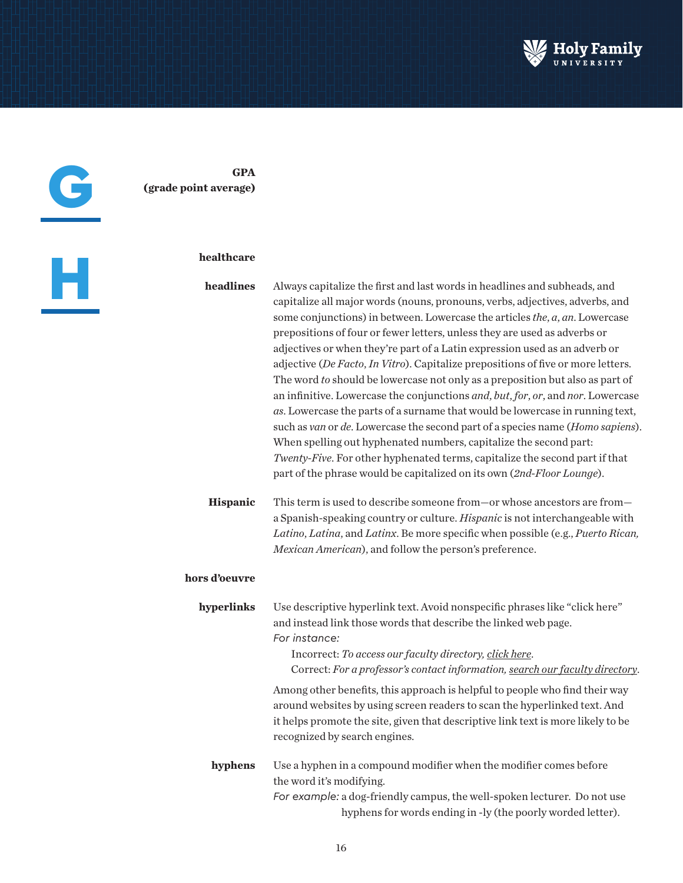# G

**GPA (grade point average)**

# H

**healthcare**

**headlines** Always capitalize the first and last words in headlines and subheads, and capitalize all major words (nouns, pronouns, verbs, adjectives, adverbs, and some conjunctions) in between. Lowercase the articles *the*, *a*, *an*. Lowercase prepositions of four or fewer letters, unless they are used as adverbs or adjectives or when they're part of a Latin expression used as an adverb or adjective (*De Facto*, *In Vitro*). Capitalize prepositions of five or more letters. The word *to* should be lowercase not only as a preposition but also as part of an infinitive. Lowercase the conjunctions *and*, *but*, *for*, *or*, and *nor*. Lowercase *as*. Lowercase the parts of a surname that would be lowercase in running text, such as *van* or *de*. Lowercase the second part of a species name (*Homo sapiens*). When spelling out hyphenated numbers, capitalize the second part: *Twenty-Five*. For other hyphenated terms, capitalize the second part if that part of the phrase would be capitalized on its own (*2nd-Floor Lounge*).

**Hispanic** This term is used to describe someone from—or whose ancestors are from—a Spanish-speaking country or culture. *Hispanic* is not interchangeable with *Latino*, *Latina*, and *Latinx*. Be more specific when possible (e.g., *Puerto Rican, Mexican American*), and follow the person's preference.

**hors d'oeuvre**

**hyperlinks** Use descriptive hyperlink text. Avoid nonspecific phrases like "click here" and instead link those words that describe the linked web page.

*For instance:*

Incorrect: *To access our faculty directory, click here*.

Correct: *For a professor's contact information, search our faculty directory*.

Among other benefits, this approach is helpful to people who find their way around websites by using screen readers to scan the hyperlinked text. And it helps promote the site, given that descriptive link text is more likely to be recognized by search engines.

**hyphens** Use a hyphen in a compound modifier when the modifier comes before the word it's modifying.

*For example:* a dog-friendly campus, the well-spoken lecturer. Do not use hyphens for words ending in -ly (the poorly worded letter).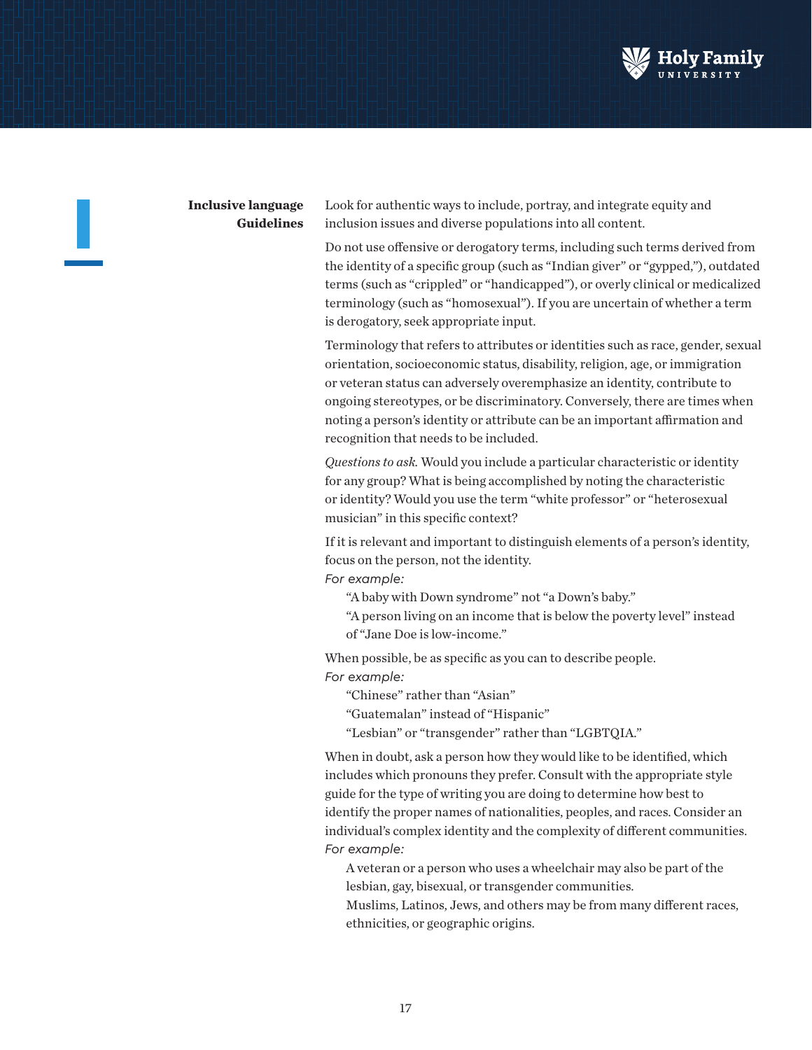## Inclusive language Guidelines

Look for authentic ways to include, portray, and integrate equity and inclusion issues and diverse populations into all content.

Do not use offensive or derogatory terms, including such terms derived from the identity of a specific group (such as "Indian giver" or "gypped,"), outdated terms (such as "crippled" or "handicapped"), or overly clinical or medicalized terminology (such as "homosexual"). If you are uncertain of whether a term is derogatory, seek appropriate input.

Terminology that refers to attributes or identities such as race, gender, sexual orientation, socioeconomic status, disability, religion, age, or immigration or veteran status can adversely overemphasize an identity, contribute to ongoing stereotypes, or be discriminatory. Conversely, there are times when noting a person's identity or attribute can be an important affirmation and recognition that needs to be included.

*Questions to ask.* Would you include a particular characteristic or identity for any group? What is being accomplished by noting the characteristic or identity? Would you use the term "white professor" or "heterosexual musician" in this specific context?

If it is relevant and important to distinguish elements of a person's identity, focus on the person, not the identity.
*For example:*

> "A baby with Down syndrome" not "a Down's baby."
> "A person living on an income that is below the poverty level" instead of "Jane Doe is low-income."

When possible, be as specific as you can to describe people.
*For example:*

> "Chinese" rather than "Asian"
> "Guatemalan" instead of "Hispanic"
> "Lesbian" or "transgender" rather than "LGBTQIA."

When in doubt, ask a person how they would like to be identified, which includes which pronouns they prefer. Consult with the appropriate style guide for the type of writing you are doing to determine how best to identify the proper names of nationalities, peoples, and races. Consider an individual's complex identity and the complexity of different communities.
*For example:*

> A veteran or a person who uses a wheelchair may also be part of the lesbian, gay, bisexual, or transgender communities.
> Muslims, Latinos, Jews, and others may be from many different races, ethnicities, or geographic origins.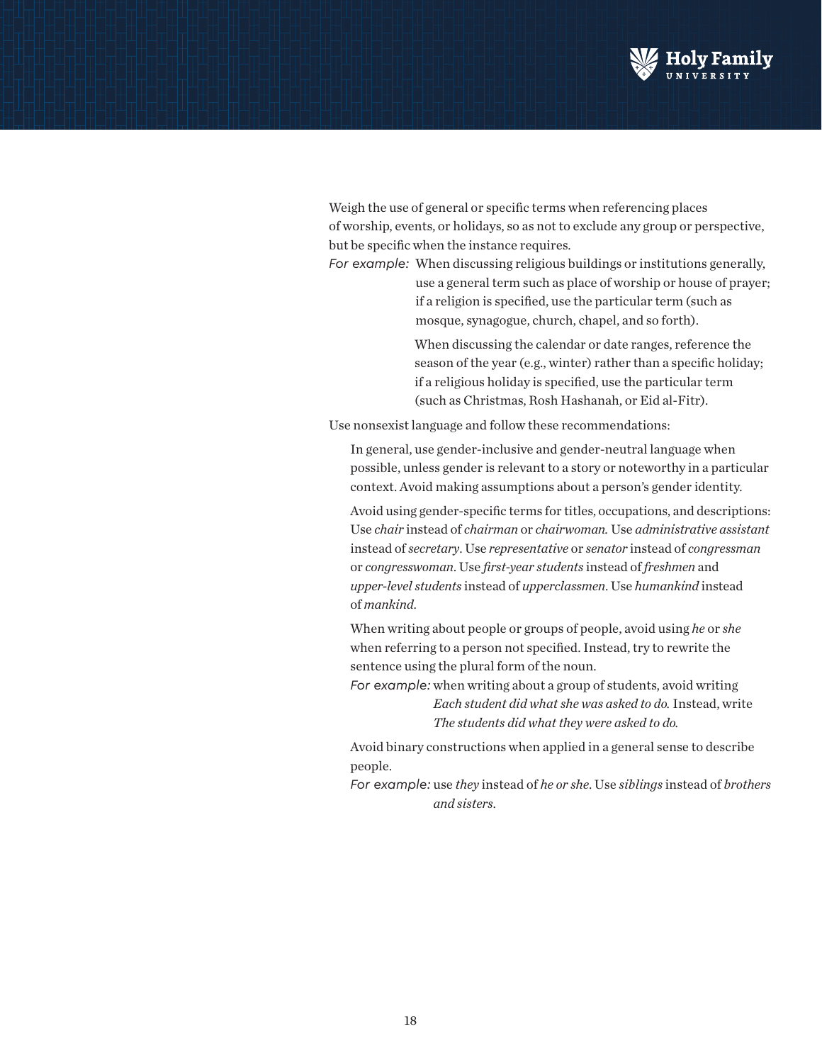Weigh the use of general or specific terms when referencing places of worship, events, or holidays, so as not to exclude any group or perspective, but be specific when the instance requires.

*For example:* When discussing religious buildings or institutions generally, use a general term such as place of worship or house of prayer; if a religion is specified, use the particular term (such as mosque, synagogue, church, chapel, and so forth).

When discussing the calendar or date ranges, reference the season of the year (e.g., winter) rather than a specific holiday; if a religious holiday is specified, use the particular term (such as Christmas, Rosh Hashanah, or Eid al-Fitr).

Use nonsexist language and follow these recommendations:

In general, use gender-inclusive and gender-neutral language when possible, unless gender is relevant to a story or noteworthy in a particular context. Avoid making assumptions about a person's gender identity.

Avoid using gender-specific terms for titles, occupations, and descriptions: Use *chair* instead of *chairman* or *chairwoman.* Use *administrative assistant* instead of *secretary*. Use *representative* or *senator* instead of *congressman* or *congresswoman*. Use *first-year students* instead of *freshmen* and *upper-level students* instead of *upperclassmen*. Use *humankind* instead of *mankind*.

When writing about people or groups of people, avoid using *he* or *she* when referring to a person not specified. Instead, try to rewrite the sentence using the plural form of the noun.

*For example:* when writing about a group of students, avoid writing *Each student did what she was asked to do.* Instead, write *The students did what they were asked to do.*

Avoid binary constructions when applied in a general sense to describe people.

*For example:* use *they* instead of *he or she*. Use *siblings* instead of *brothers and sisters*.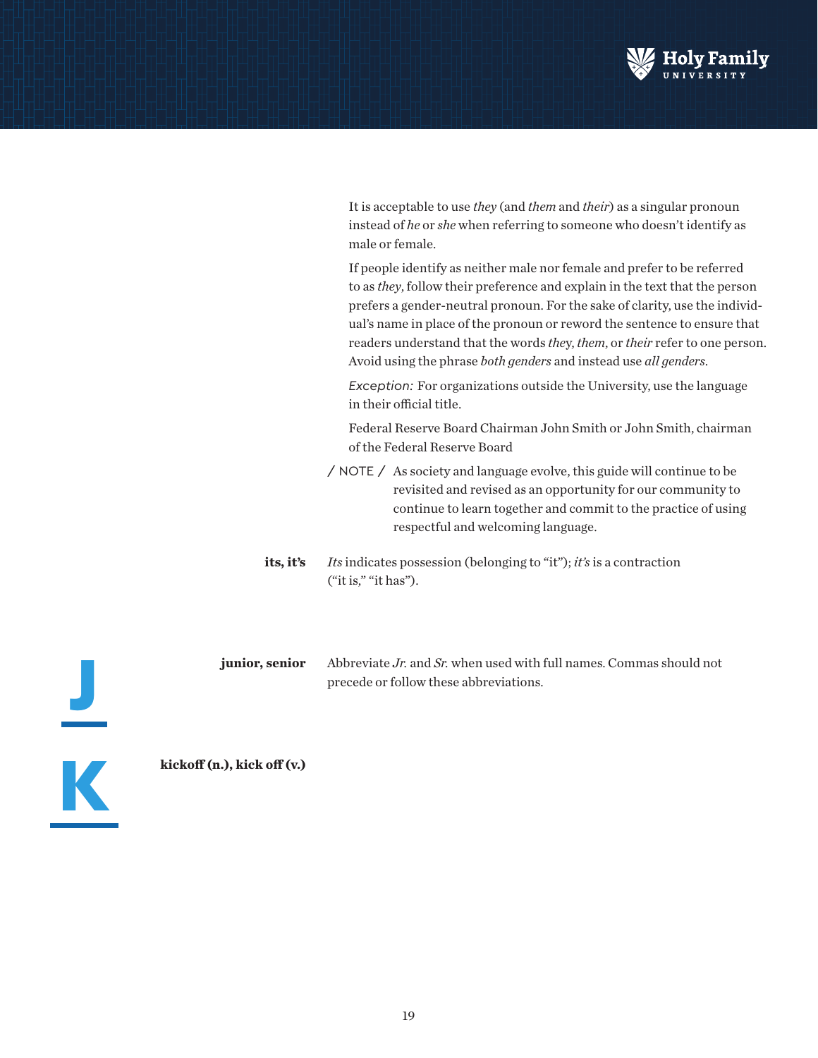It is acceptable to use *they* (and *them* and *their*) as a singular pronoun instead of *he* or *she* when referring to someone who doesn't identify as male or female.

If people identify as neither male nor female and prefer to be referred to as *they*, follow their preference and explain in the text that the person prefers a gender-neutral pronoun. For the sake of clarity, use the individual's name in place of the pronoun or reword the sentence to ensure that readers understand that the words *they*, *them*, or *their* refer to one person. Avoid using the phrase *both genders* and instead use *all genders*.

*Exception:* For organizations outside the University, use the language in their official title.

Federal Reserve Board Chairman John Smith or John Smith, chairman of the Federal Reserve Board

/ NOTE / As society and language evolve, this guide will continue to be revisited and revised as an opportunity for our community to continue to learn together and commit to the practice of using respectful and welcoming language.

**its, it's** *Its* indicates possession (belonging to "it"); *it's* is a contraction ("it is," "it has").

# J

**junior, senior** Abbreviate *Jr.* and *Sr.* when used with full names. Commas should not precede or follow these abbreviations.

# K

**kickoff (n.), kick off (v.)**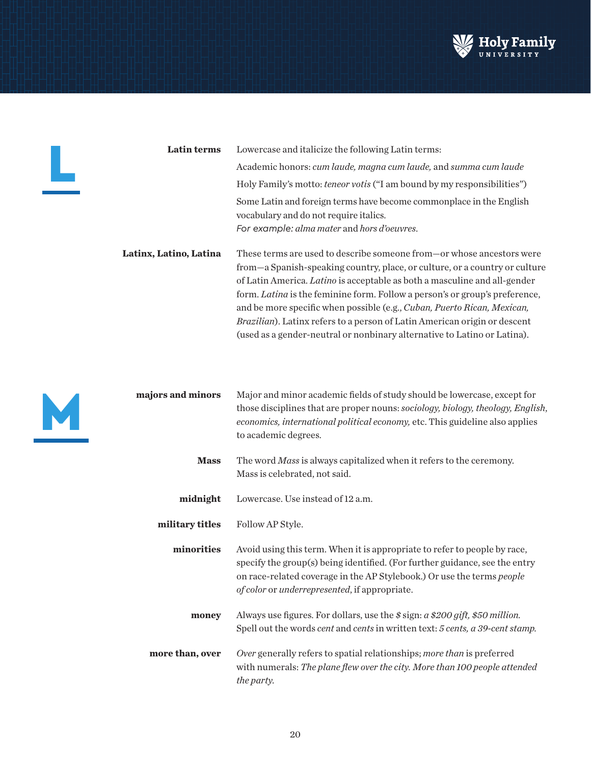# L

**Latin terms**

Lowercase and italicize the following Latin terms:

Academic honors: *cum laude, magna cum laude,* and *summa cum laude*

Holy Family's motto: *teneor votis* ("I am bound by my responsibilities")

Some Latin and foreign terms have become commonplace in the English vocabulary and do not require italics.
*For example: alma mater* and *hors d'oeuvres*.

**Latinx, Latino, Latina**

These terms are used to describe someone from—or whose ancestors were from—a Spanish-speaking country, place, or culture, or a country or culture of Latin America. *Latino* is acceptable as both a masculine and all-gender form. *Latina* is the feminine form. Follow a person's or group's preference, and be more specific when possible (e.g., *Cuban, Puerto Rican, Mexican, Brazilian*). Latinx refers to a person of Latin American origin or descent (used as a gender-neutral or nonbinary alternative to Latino or Latina).

# M

**majors and minors**

Major and minor academic fields of study should be lowercase, except for those disciplines that are proper nouns: *sociology, biology, theology, English, economics, international political economy,* etc. This guideline also applies to academic degrees.

**Mass**

The word *Mass* is always capitalized when it refers to the ceremony. Mass is celebrated, not said.

**midnight**

Lowercase. Use instead of 12 a.m.

**military titles**

Follow AP Style.

**minorities**

Avoid using this term. When it is appropriate to refer to people by race, specify the group(s) being identified. (For further guidance, see the entry on race-related coverage in the AP Stylebook.) Or use the terms *people of color* or *underrepresented*, if appropriate.

**money**

Always use figures. For dollars, use the *$* sign: *a $200 gift, $50 million.* Spell out the words *cent* and *cents* in written text: *5 cents, a 39-cent stamp.*

**more than, over**

*Over* generally refers to spatial relationships; *more than* is preferred with numerals: *The plane flew over the city. More than 100 people attended the party.*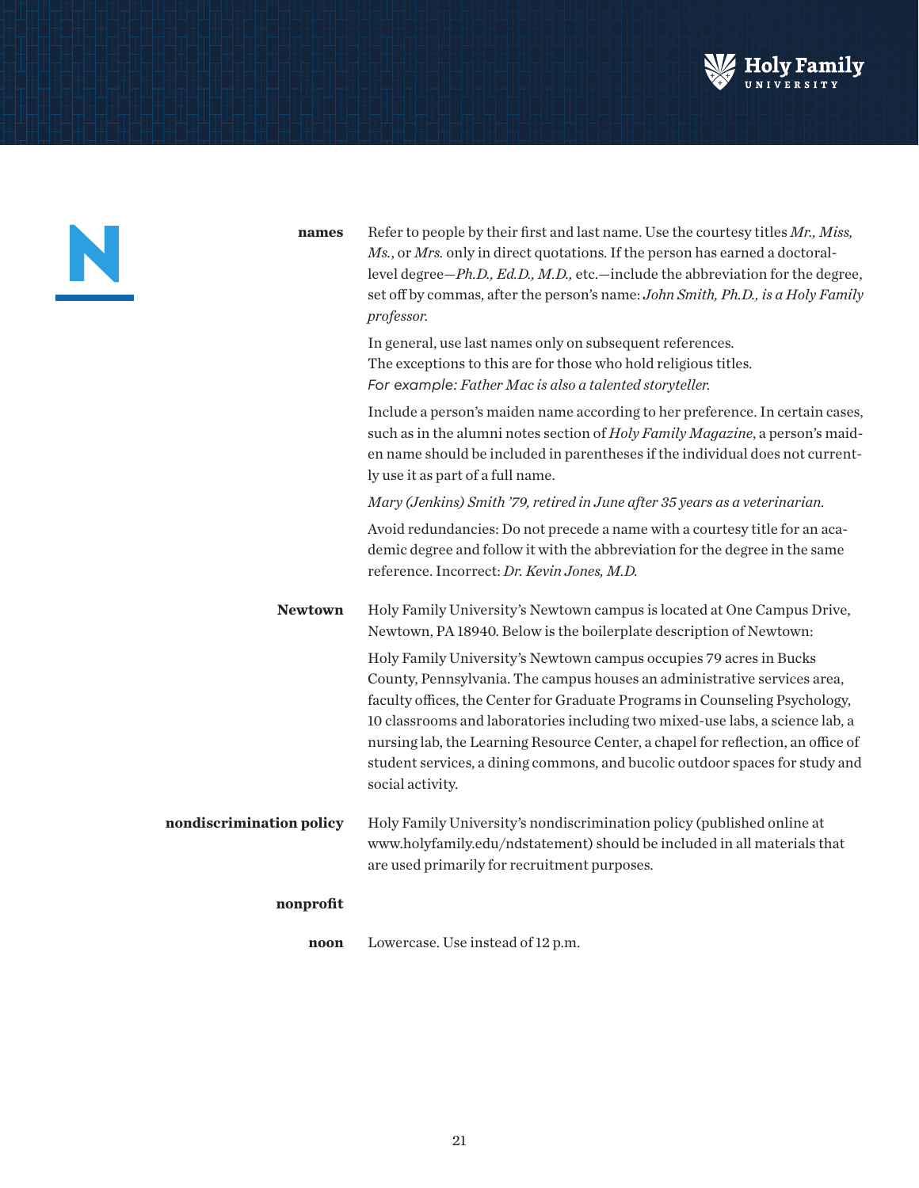# N

**names**

Refer to people by their first and last name. Use the courtesy titles *Mr., Miss, Ms.*, or *Mrs.* only in direct quotations. If the person has earned a doctoral-level degree—*Ph.D., Ed.D., M.D.,* etc.—include the abbreviation for the degree, set off by commas, after the person's name: *John Smith, Ph.D., is a Holy Family professor.*

In general, use last names only on subsequent references. The exceptions to this are for those who hold religious titles. For example: *Father Mac is also a talented storyteller.*

Include a person's maiden name according to her preference. In certain cases, such as in the alumni notes section of *Holy Family Magazine*, a person's maiden name should be included in parentheses if the individual does not currently use it as part of a full name.

*Mary (Jenkins) Smith '79, retired in June after 35 years as a veterinarian.*

Avoid redundancies: Do not precede a name with a courtesy title for an academic degree and follow it with the abbreviation for the degree in the same reference. Incorrect: *Dr. Kevin Jones, M.D.*

**Newtown**

Holy Family University's Newtown campus is located at One Campus Drive, Newtown, PA 18940. Below is the boilerplate description of Newtown:

Holy Family University's Newtown campus occupies 79 acres in Bucks County, Pennsylvania. The campus houses an administrative services area, faculty offices, the Center for Graduate Programs in Counseling Psychology, 10 classrooms and laboratories including two mixed-use labs, a science lab, a nursing lab, the Learning Resource Center, a chapel for reflection, an office of student services, a dining commons, and bucolic outdoor spaces for study and social activity.

**nondiscrimination policy**

Holy Family University's nondiscrimination policy (published online at www.holyfamily.edu/ndstatement) should be included in all materials that are used primarily for recruitment purposes.

**nonprofit**

**noon**

Lowercase. Use instead of 12 p.m.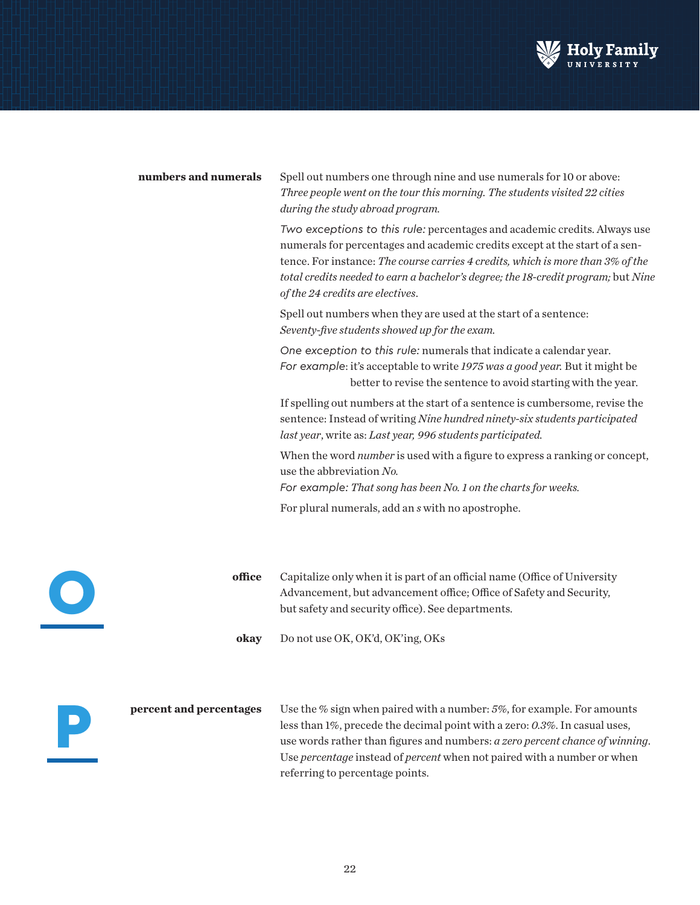**numbers and numerals**

Spell out numbers one through nine and use numerals for 10 or above: *Three people went on the tour this morning. The students visited 22 cities during the study abroad program.*

*Two exceptions to this rule:* percentages and academic credits. Always use numerals for percentages and academic credits except at the start of a sentence. For instance: *The course carries 4 credits, which is more than 3% of the total credits needed to earn a bachelor's degree; the 18-credit program;* but *Nine of the 24 credits are electives*.

Spell out numbers when they are used at the start of a sentence: *Seventy-five students showed up for the exam.*

*One exception to this rule:* numerals that indicate a calendar year. *For example*: it's acceptable to write *1975 was a good year.* But it might be better to revise the sentence to avoid starting with the year.

If spelling out numbers at the start of a sentence is cumbersome, revise the sentence: Instead of writing *Nine hundred ninety-six students participated last year*, write as: *Last year, 996 students participated.*

When the word *number* is used with a figure to express a ranking or concept, use the abbreviation *No.*
*For example: That song has been No. 1 on the charts for weeks.*

For plural numerals, add an *s* with no apostrophe.

# O

**office**

Capitalize only when it is part of an official name (Office of University Advancement, but advancement office; Office of Safety and Security, but safety and security office). See departments.

**okay**

Do not use OK, OK'd, OK'ing, OKs

# P

**percent and percentages**

Use the % sign when paired with a number: *5%*, for example. For amounts less than 1%, precede the decimal point with a zero: *0.3%*. In casual uses, use words rather than figures and numbers: *a zero percent chance of winning*. Use *percentage* instead of *percent* when not paired with a number or when referring to percentage points.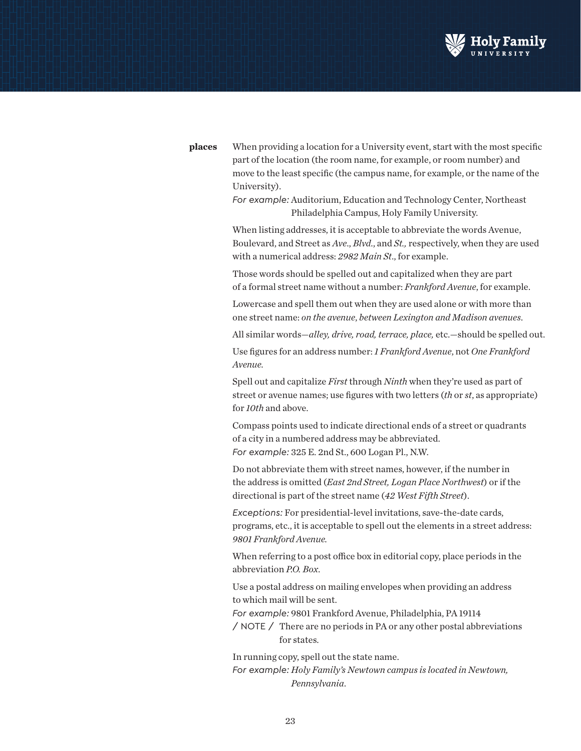**places**

When providing a location for a University event, start with the most specific part of the location (the room name, for example, or room number) and move to the least specific (the campus name, for example, or the name of the University).

*For example:* Auditorium, Education and Technology Center, Northeast Philadelphia Campus, Holy Family University.

When listing addresses, it is acceptable to abbreviate the words Avenue, Boulevard, and Street as *Ave.*, *Blvd.*, and *St.,* respectively, when they are used with a numerical address: *2982 Main St.*, for example.

Those words should be spelled out and capitalized when they are part of a formal street name without a number: *Frankford Avenue*, for example.

Lowercase and spell them out when they are used alone or with more than one street name: *on the avenue*, *between Lexington and Madison avenues*.

All similar words—*alley, drive, road, terrace, place,* etc.—should be spelled out.

Use figures for an address number: *1 Frankford Avenue*, not *One Frankford Avenue.*

Spell out and capitalize *First* through *Ninth* when they're used as part of street or avenue names; use figures with two letters (*th* or *st*, as appropriate) for *10th* and above.

Compass points used to indicate directional ends of a street or quadrants of a city in a numbered address may be abbreviated.

*For example:* 325 E. 2nd St., 600 Logan Pl., N.W.

Do not abbreviate them with street names, however, if the number in the address is omitted (*East 2nd Street, Logan Place Northwest*) or if the directional is part of the street name (*42 West Fifth Street*).

*Exceptions:* For presidential-level invitations, save-the-date cards, programs, etc., it is acceptable to spell out the elements in a street address: *9801 Frankford Avenue.*

When referring to a post office box in editorial copy, place periods in the abbreviation *P.O. Box*.

Use a postal address on mailing envelopes when providing an address to which mail will be sent.

*For example:* 9801 Frankford Avenue, Philadelphia, PA 19114

/ NOTE / There are no periods in PA or any other postal abbreviations for states.

In running copy, spell out the state name.

*For example: Holy Family's Newtown campus is located in Newtown, Pennsylvania*.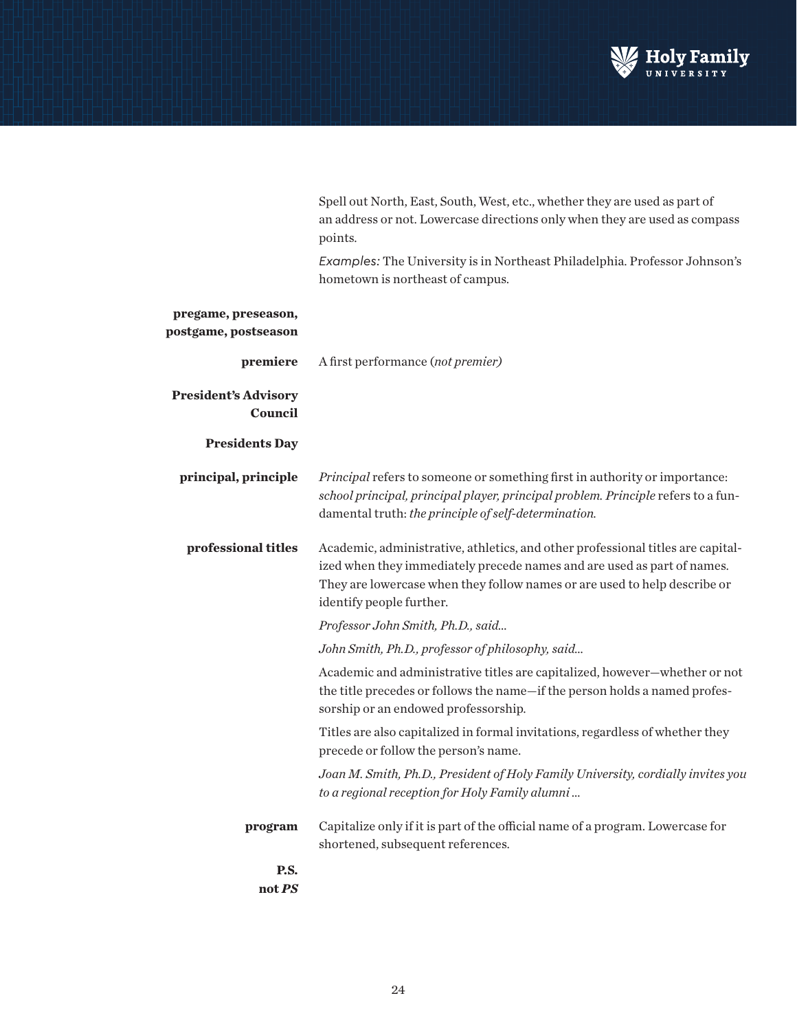Spell out North, East, South, West, etc., whether they are used as part of an address or not. Lowercase directions only when they are used as compass points.

*Examples:* The University is in Northeast Philadelphia. Professor Johnson's hometown is northeast of campus.

**pregame, preseason, postgame, postseason**

**premiere**
A first performance (*not premier)*

**President's Advisory Council**

**Presidents Day**

**principal, principle**
*Principal* refers to someone or something first in authority or importance: *school principal, principal player, principal problem. Principle* refers to a fundamental truth: *the principle of self-determination.*

**professional titles**
Academic, administrative, athletics, and other professional titles are capitalized when they immediately precede names and are used as part of names. They are lowercase when they follow names or are used to help describe or identify people further.

*Professor John Smith, Ph.D., said...*

*John Smith, Ph.D., professor of philosophy, said...*

Academic and administrative titles are capitalized, however—whether or not the title precedes or follows the name—if the person holds a named professorship or an endowed professorship.

Titles are also capitalized in formal invitations, regardless of whether they precede or follow the person's name.

*Joan M. Smith, Ph.D., President of Holy Family University, cordially invites you to a regional reception for Holy Family alumni ...*

**program**
Capitalize only if it is part of the official name of a program. Lowercase for shortened, subsequent references.

**P.S.**
**not *PS***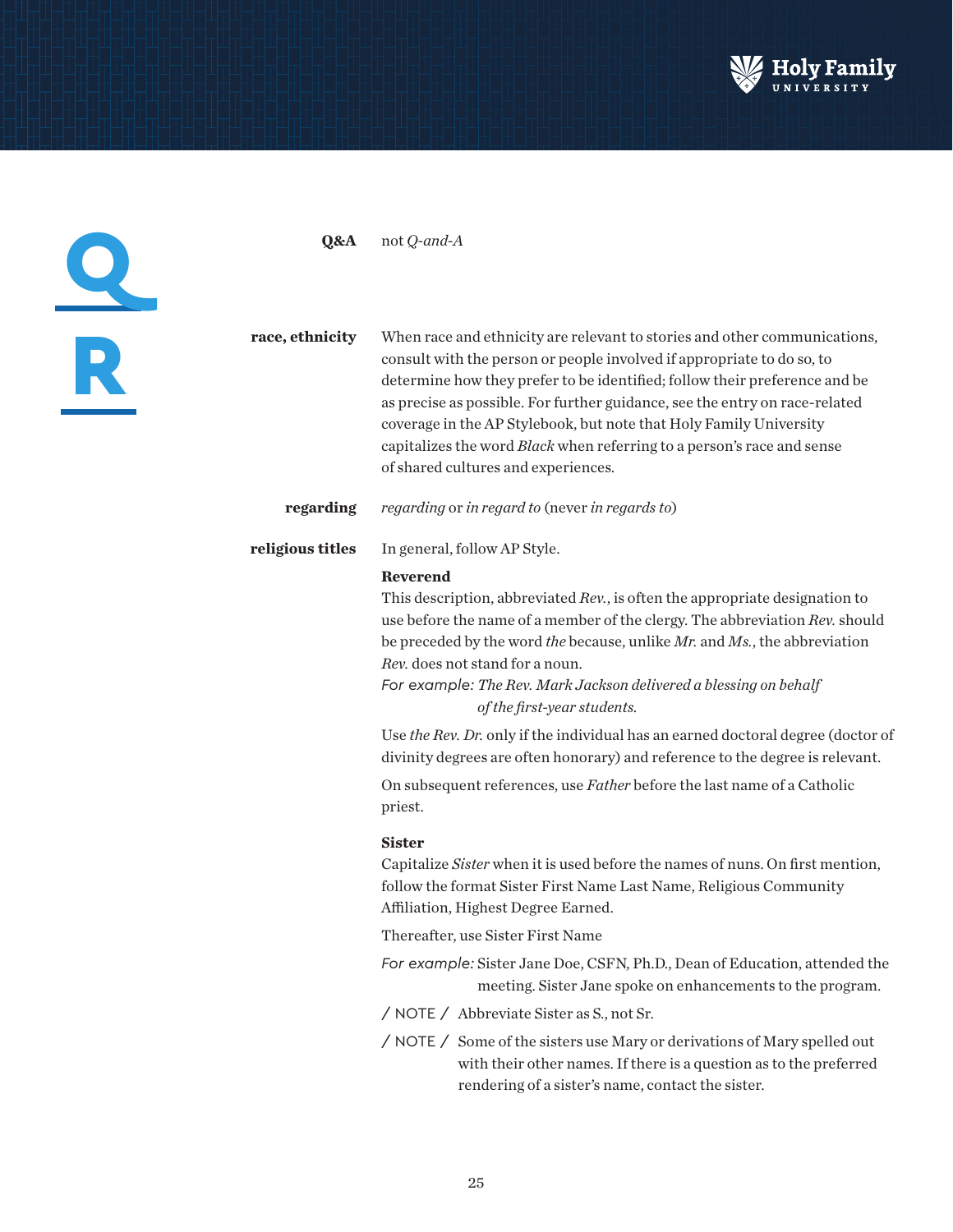# Q

**Q&A** not *Q-and-A*

# R

**race, ethnicity** When race and ethnicity are relevant to stories and other communications, consult with the person or people involved if appropriate to do so, to determine how they prefer to be identified; follow their preference and be as precise as possible. For further guidance, see the entry on race-related coverage in the AP Stylebook, but note that Holy Family University capitalizes the word *Black* when referring to a person's race and sense of shared cultures and experiences.

**regarding** *regarding* or *in regard to* (never *in regards to*)

**religious titles** In general, follow AP Style.

**Reverend**
This description, abbreviated *Rev.*, is often the appropriate designation to use before the name of a member of the clergy. The abbreviation *Rev.* should be preceded by the word *the* because, unlike *Mr.* and *Ms.*, the abbreviation *Rev.* does not stand for a noun.

For example: *The Rev. Mark Jackson delivered a blessing on behalf of the first-year students.*

Use *the Rev. Dr.* only if the individual has an earned doctoral degree (doctor of divinity degrees are often honorary) and reference to the degree is relevant.

On subsequent references, use *Father* before the last name of a Catholic priest.

**Sister**
Capitalize *Sister* when it is used before the names of nuns. On first mention, follow the format Sister First Name Last Name, Religious Community Affiliation, Highest Degree Earned.

Thereafter, use Sister First Name

For example: Sister Jane Doe, CSFN, Ph.D., Dean of Education, attended the meeting. Sister Jane spoke on enhancements to the program.

/ NOTE / Abbreviate Sister as S., not Sr.

/ NOTE / Some of the sisters use Mary or derivations of Mary spelled out with their other names. If there is a question as to the preferred rendering of a sister's name, contact the sister.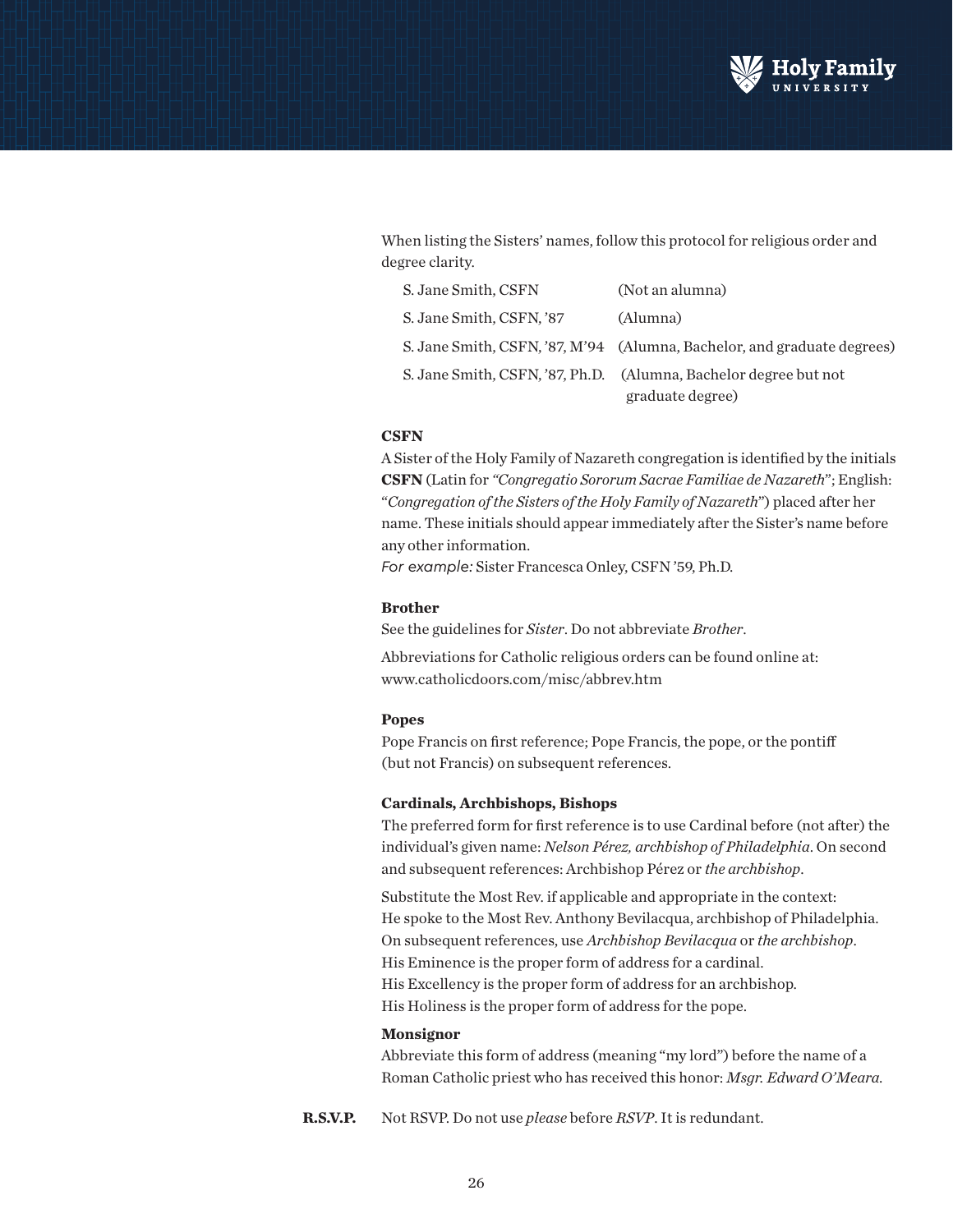When listing the Sisters' names, follow this protocol for religious order and degree clarity.

| | |
|---|---|
| S. Jane Smith, CSFN | (Not an alumna) |
| S. Jane Smith, CSFN, '87 | (Alumna) |
| S. Jane Smith, CSFN, '87, M'94 | (Alumna, Bachelor, and graduate degrees) |
| S. Jane Smith, CSFN, '87, Ph.D. | (Alumna, Bachelor degree but not graduate degree) |

**CSFN**
A Sister of the Holy Family of Nazareth congregation is identified by the initials **CSFN** (Latin for *"Congregatio Sororum Sacrae Familiae de Nazareth"*; English: "*Congregation of the Sisters of the Holy Family of Nazareth*") placed after her name. These initials should appear immediately after the Sister's name before any other information.
*For example:* Sister Francesca Onley, CSFN '59, Ph.D.

**Brother**
See the guidelines for *Sister*. Do not abbreviate *Brother*.

Abbreviations for Catholic religious orders can be found online at: www.catholicdoors.com/misc/abbrev.htm

**Popes**
Pope Francis on first reference; Pope Francis, the pope, or the pontiff (but not Francis) on subsequent references.

**Cardinals, Archbishops, Bishops**
The preferred form for first reference is to use Cardinal before (not after) the individual's given name: *Nelson Pérez, archbishop of Philadelphia*. On second and subsequent references: Archbishop Pérez or *the archbishop*.

Substitute the Most Rev. if applicable and appropriate in the context:
He spoke to the Most Rev. Anthony Bevilacqua, archbishop of Philadelphia.
On subsequent references, use *Archbishop Bevilacqua* or *the archbishop*.
His Eminence is the proper form of address for a cardinal.
His Excellency is the proper form of address for an archbishop.
His Holiness is the proper form of address for the pope.

**Monsignor**
Abbreviate this form of address (meaning "my lord") before the name of a Roman Catholic priest who has received this honor: *Msgr. Edward O'Meara.*

**R.S.V.P.** Not RSVP. Do not use *please* before *RSVP*. It is redundant.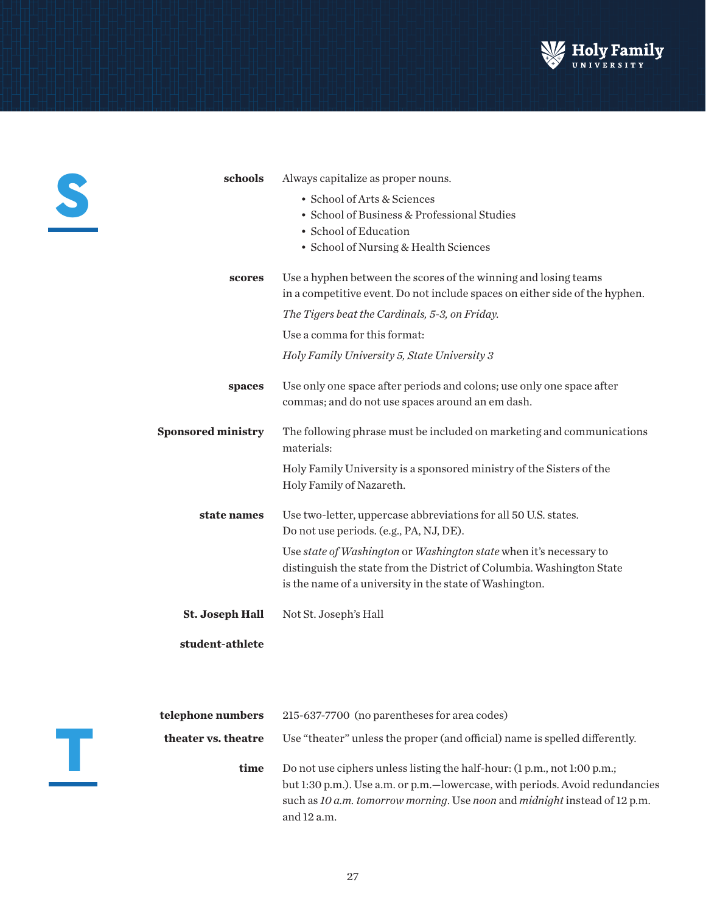## S

**schools** Always capitalize as proper nouns.

- School of Arts & Sciences
- School of Business & Professional Studies
- School of Education
- School of Nursing & Health Sciences

**scores** Use a hyphen between the scores of the winning and losing teams in a competitive event. Do not include spaces on either side of the hyphen.

*The Tigers beat the Cardinals, 5-3, on Friday.*

Use a comma for this format:

*Holy Family University 5, State University 3*

**spaces** Use only one space after periods and colons; use only one space after commas; and do not use spaces around an em dash.

**Sponsored ministry** The following phrase must be included on marketing and communications materials:

Holy Family University is a sponsored ministry of the Sisters of the Holy Family of Nazareth.

**state names** Use two-letter, uppercase abbreviations for all 50 U.S. states. Do not use periods. (e.g., PA, NJ, DE).

Use *state of Washington* or *Washington state* when it's necessary to distinguish the state from the District of Columbia. Washington State is the name of a university in the state of Washington.

**St. Joseph Hall** Not St. Joseph's Hall

**student-athlete**

## T

**telephone numbers** 215-637-7700 (no parentheses for area codes)

**theater vs. theatre** Use "theater" unless the proper (and official) name is spelled differently.

**time** Do not use ciphers unless listing the half-hour: (1 p.m., not 1:00 p.m.; but 1:30 p.m.). Use a.m. or p.m.—lowercase, with periods. Avoid redundancies such as *10 a.m. tomorrow morning*. Use *noon* and *midnight* instead of 12 p.m. and 12 a.m.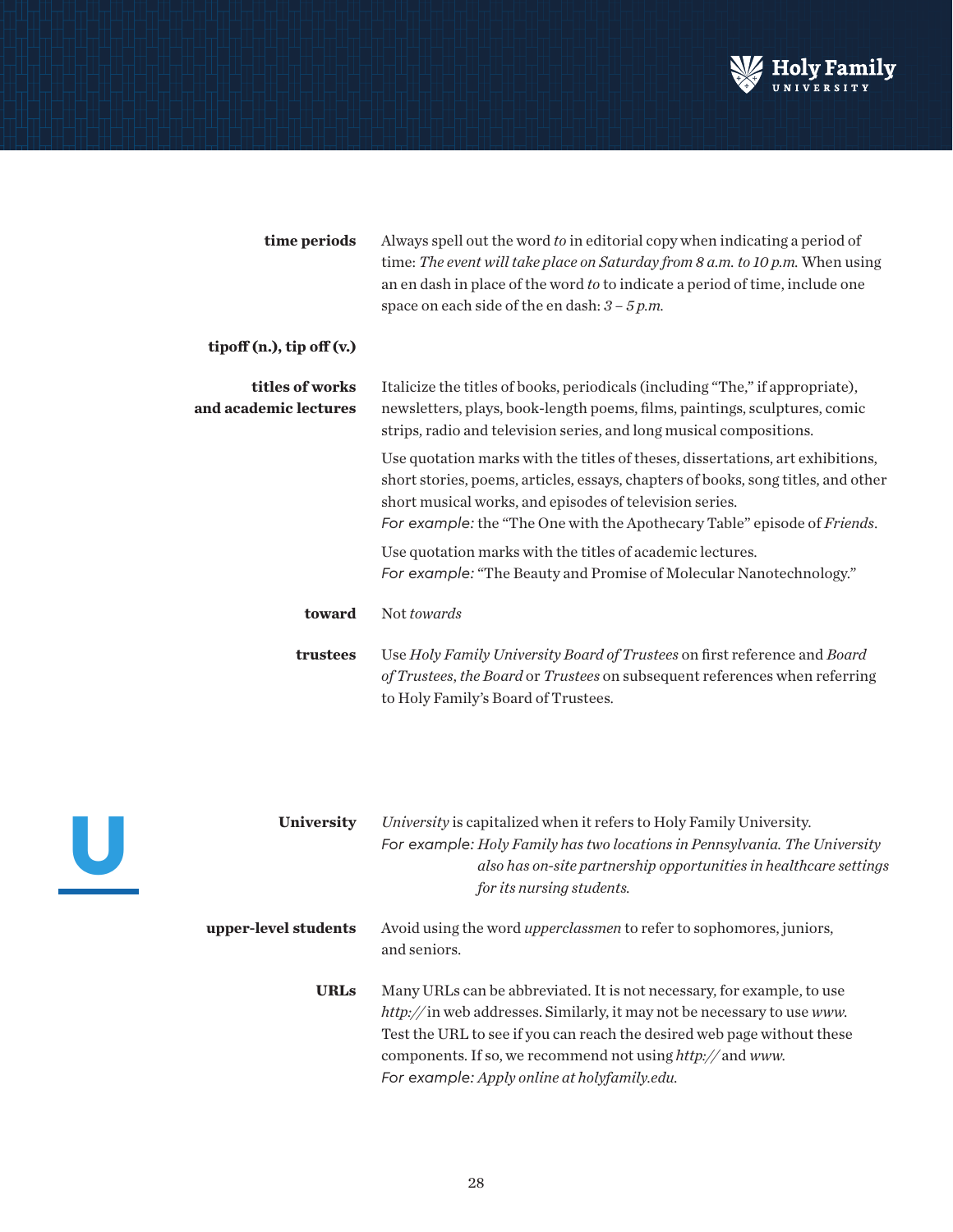**time periods**
Always spell out the word *to* in editorial copy when indicating a period of time: *The event will take place on Saturday from 8 a.m. to 10 p.m.* When using an en dash in place of the word *to* to indicate a period of time, include one space on each side of the en dash: *3 – 5 p.m.*

**tipoff (n.), tip off (v.)**

**titles of works and academic lectures**
Italicize the titles of books, periodicals (including "The," if appropriate), newsletters, plays, book-length poems, films, paintings, sculptures, comic strips, radio and television series, and long musical compositions.

Use quotation marks with the titles of theses, dissertations, art exhibitions, short stories, poems, articles, essays, chapters of books, song titles, and other short musical works, and episodes of television series.
*For example:* the "The One with the Apothecary Table" episode of *Friends*.

Use quotation marks with the titles of academic lectures.
*For example:* "The Beauty and Promise of Molecular Nanotechnology."

**toward**
Not *towards*

**trustees**
Use *Holy Family University Board of Trustees* on first reference and *Board of Trustees*, *the Board* or *Trustees* on subsequent references when referring to Holy Family's Board of Trustees.

# U

**University**
*University* is capitalized when it refers to Holy Family University.
*For example: Holy Family has two locations in Pennsylvania. The University also has on-site partnership opportunities in healthcare settings for its nursing students.*

**upper-level students**
Avoid using the word *upperclassmen* to refer to sophomores, juniors, and seniors.

**URLs**
Many URLs can be abbreviated. It is not necessary, for example, to use *http://* in web addresses. Similarly, it may not be necessary to use *www.* Test the URL to see if you can reach the desired web page without these components. If so, we recommend not using *http://* and *www.*
*For example: Apply online at holyfamily.edu.*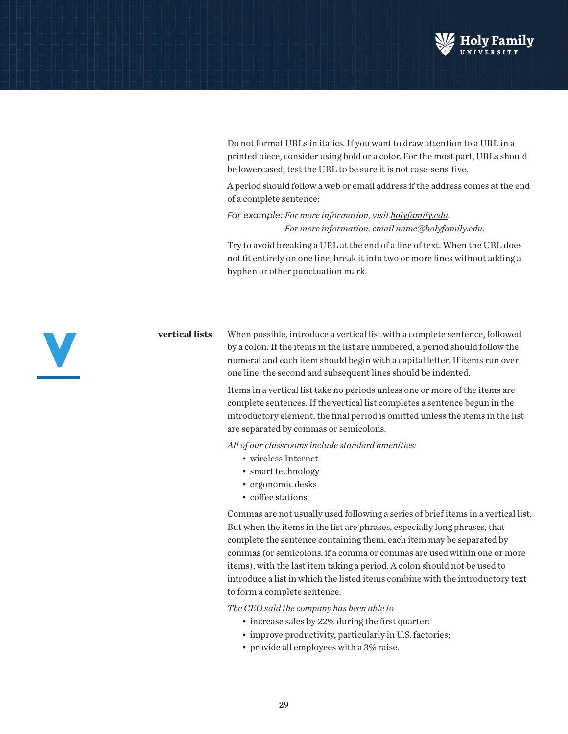Do not format URLs in italics. If you want to draw attention to a URL in a printed piece, consider using bold or a color. For the most part, URLs should be lowercased; test the URL to be sure it is not case-sensitive.

A period should follow a web or email address if the address comes at the end of a complete sentence:

For example: *For more information, visit holyfamily.edu.*
*For more information, email name@holyfamily.edu.*

Try to avoid breaking a URL at the end of a line of text. When the URL does not fit entirely on one line, break it into two or more lines without adding a hyphen or other punctuation mark.

# V

**vertical lists** When possible, introduce a vertical list with a complete sentence, followed by a colon. If the items in the list are numbered, a period should follow the numeral and each item should begin with a capital letter. If items run over one line, the second and subsequent lines should be indented.

Items in a vertical list take no periods unless one or more of the items are complete sentences. If the vertical list completes a sentence begun in the introductory element, the final period is omitted unless the items in the list are separated by commas or semicolons.

*All of our classrooms include standard amenities:*

- wireless Internet
- smart technology
- ergonomic desks
- coffee stations

Commas are not usually used following a series of brief items in a vertical list. But when the items in the list are phrases, especially long phrases, that complete the sentence containing them, each item may be separated by commas (or semicolons, if a comma or commas are used within one or more items), with the last item taking a period. A colon should not be used to introduce a list in which the listed items combine with the introductory text to form a complete sentence.

*The CEO said the company has been able to*

- increase sales by 22% during the first quarter;
- improve productivity, particularly in U.S. factories;
- provide all employees with a 3% raise.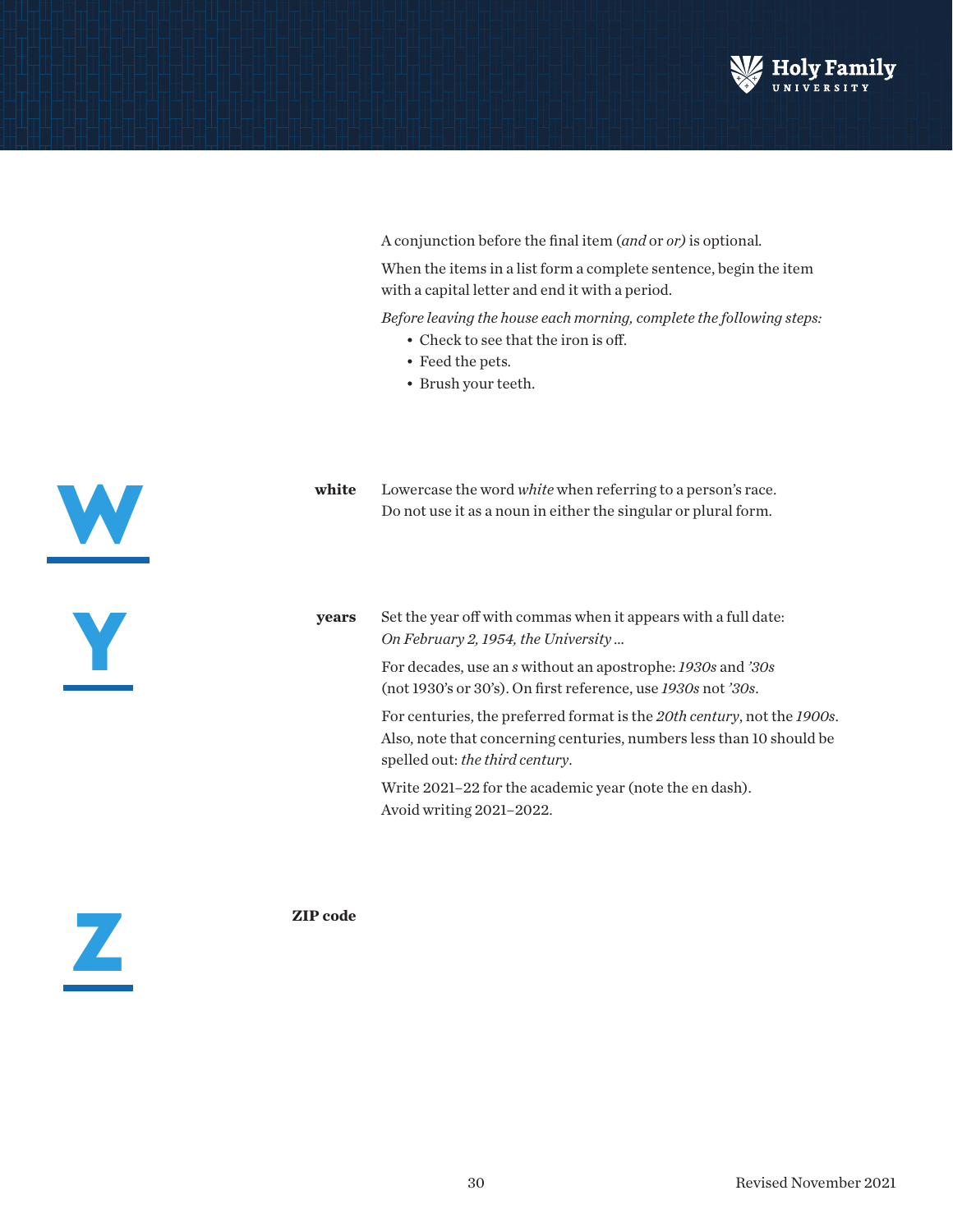A conjunction before the final item (*and* or *or)* is optional.

When the items in a list form a complete sentence, begin the item with a capital letter and end it with a period.

*Before leaving the house each morning, complete the following steps:*

- Check to see that the iron is off.
- Feed the pets.
- Brush your teeth.

# W

**white** Lowercase the word *white* when referring to a person's race. Do not use it as a noun in either the singular or plural form.

# Y

**years** Set the year off with commas when it appears with a full date: *On February 2, 1954, the University ...*

For decades, use an *s* without an apostrophe: *1930s* and *'30s* (not 1930's or 30's). On first reference, use *1930s* not *'30s*.

For centuries, the preferred format is the *20th century*, not the *1900s*. Also, note that concerning centuries, numbers less than 10 should be spelled out: *the third century*.

Write 2021–22 for the academic year (note the en dash). Avoid writing 2021–2022.

# Z

**ZIP code**

Revised November 2021